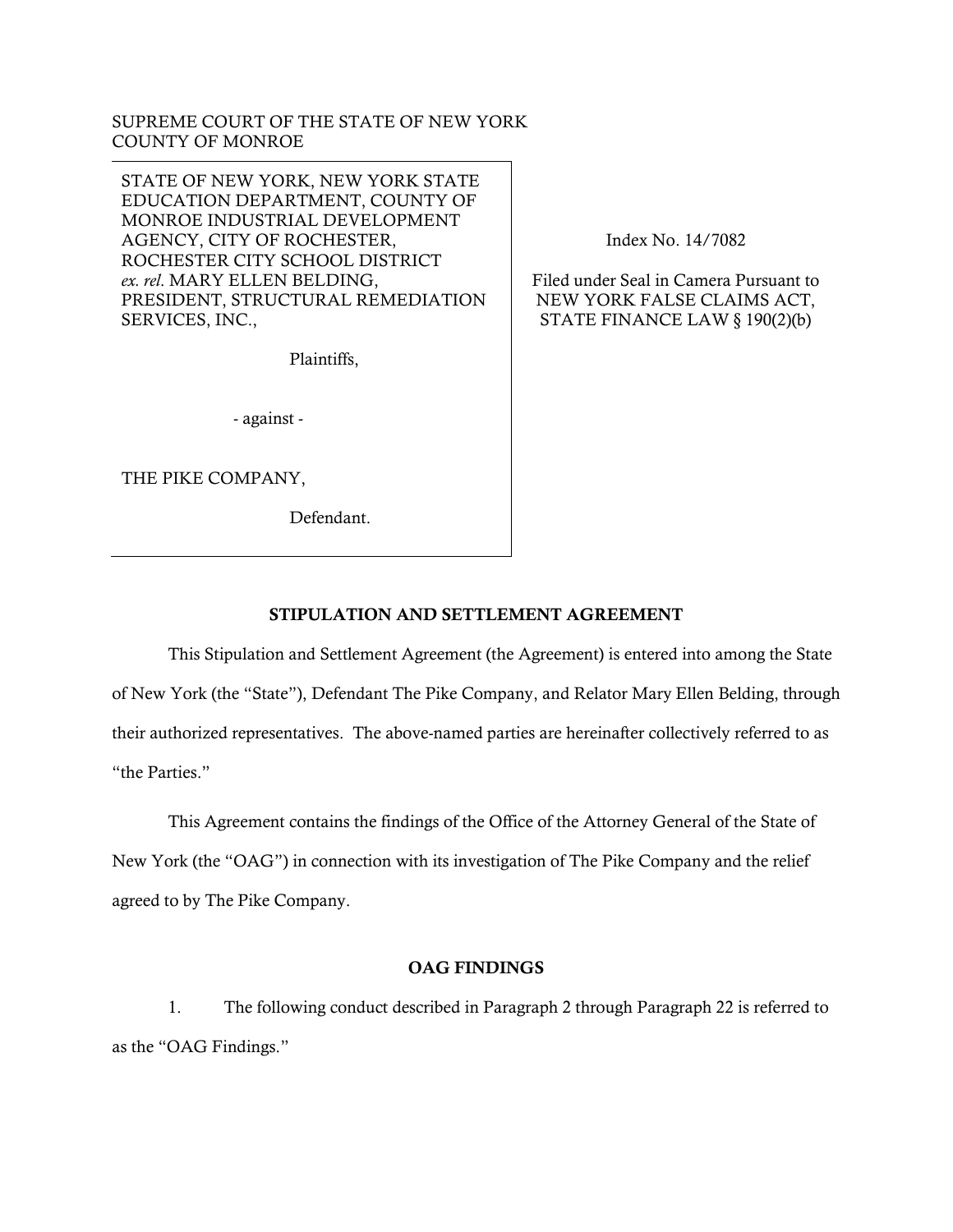SUPREME COURT OF THE STATE OF NEW YORK
COUNTY OF MONROE

| | |
|---|---|
| STATE OF NEW YORK, NEW YORK STATE EDUCATION DEPARTMENT, COUNTY OF MONROE INDUSTRIAL DEVELOPMENT AGENCY, CITY OF ROCHESTER, ROCHESTER CITY SCHOOL DISTRICT *ex. rel.* MARY ELLEN BELDING, PRESIDENT, STRUCTURAL REMEDIATION SERVICES, INC.,<br><br>Plaintiffs,<br><br>- against -<br><br>THE PIKE COMPANY,<br><br>Defendant. | Index No. 14/7082<br><br>Filed under Seal in Camera Pursuant to NEW YORK FALSE CLAIMS ACT, STATE FINANCE LAW § 190(2)(b) |

## STIPULATION AND SETTLEMENT AGREEMENT

This Stipulation and Settlement Agreement (the Agreement) is entered into among the State of New York (the "State"), Defendant The Pike Company, and Relator Mary Ellen Belding, through their authorized representatives. The above-named parties are hereinafter collectively referred to as "the Parties."

This Agreement contains the findings of the Office of the Attorney General of the State of New York (the "OAG") in connection with its investigation of The Pike Company and the relief agreed to by The Pike Company.

## OAG FINDINGS

1. The following conduct described in Paragraph 2 through Paragraph 22 is referred to as the "OAG Findings."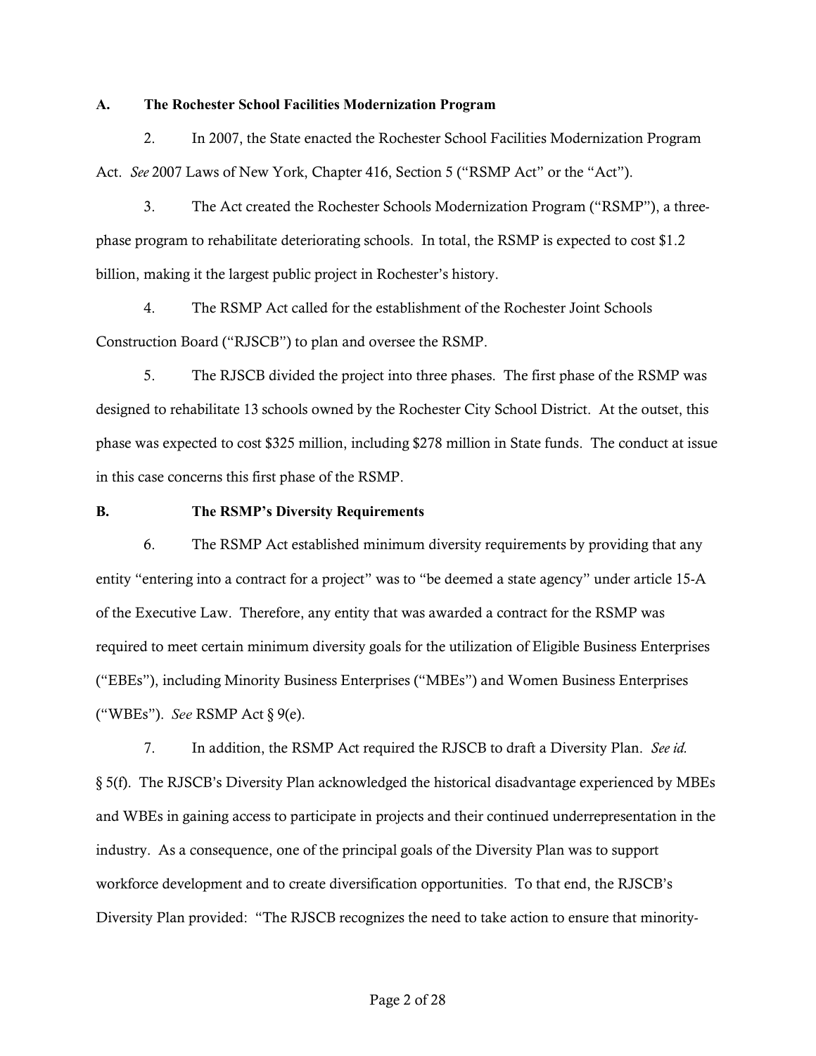**A. The Rochester School Facilities Modernization Program**

2. In 2007, the State enacted the Rochester School Facilities Modernization Program Act. *See* 2007 Laws of New York, Chapter 416, Section 5 ("RSMP Act" or the "Act").

3. The Act created the Rochester Schools Modernization Program ("RSMP"), a three-phase program to rehabilitate deteriorating schools. In total, the RSMP is expected to cost $1.2 billion, making it the largest public project in Rochester's history.

4. The RSMP Act called for the establishment of the Rochester Joint Schools Construction Board ("RJSCB") to plan and oversee the RSMP.

5. The RJSCB divided the project into three phases. The first phase of the RSMP was designed to rehabilitate 13 schools owned by the Rochester City School District. At the outset, this phase was expected to cost $325 million, including $278 million in State funds. The conduct at issue in this case concerns this first phase of the RSMP.

**B. The RSMP's Diversity Requirements**

6. The RSMP Act established minimum diversity requirements by providing that any entity "entering into a contract for a project" was to "be deemed a state agency" under article 15-A of the Executive Law. Therefore, any entity that was awarded a contract for the RSMP was required to meet certain minimum diversity goals for the utilization of Eligible Business Enterprises ("EBEs"), including Minority Business Enterprises ("MBEs") and Women Business Enterprises ("WBEs"). *See* RSMP Act § 9(e).

7. In addition, the RSMP Act required the RJSCB to draft a Diversity Plan. *See id.* § 5(f). The RJSCB's Diversity Plan acknowledged the historical disadvantage experienced by MBEs and WBEs in gaining access to participate in projects and their continued underrepresentation in the industry. As a consequence, one of the principal goals of the Diversity Plan was to support workforce development and to create diversification opportunities. To that end, the RJSCB's Diversity Plan provided: "The RJSCB recognizes the need to take action to ensure that minority-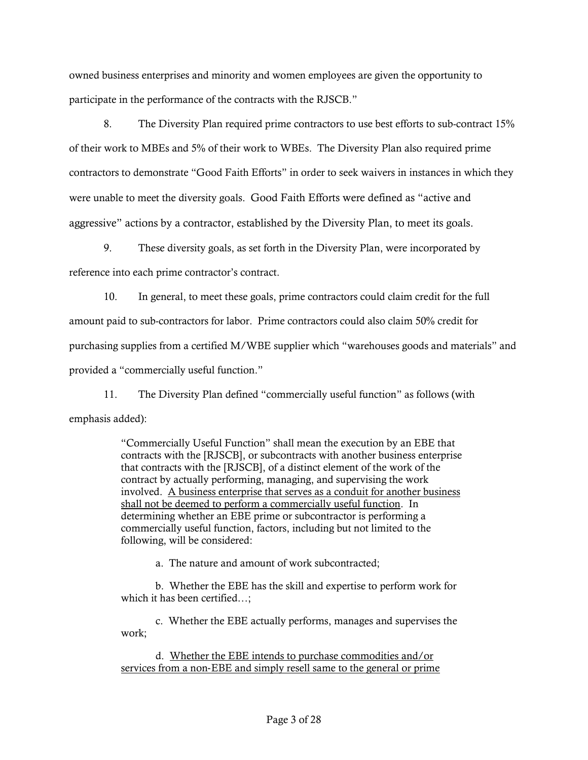owned business enterprises and minority and women employees are given the opportunity to participate in the performance of the contracts with the RJSCB."

8. The Diversity Plan required prime contractors to use best efforts to sub-contract 15% of their work to MBEs and 5% of their work to WBEs. The Diversity Plan also required prime contractors to demonstrate "Good Faith Efforts" in order to seek waivers in instances in which they were unable to meet the diversity goals. Good Faith Efforts were defined as "active and aggressive" actions by a contractor, established by the Diversity Plan, to meet its goals.

9. These diversity goals, as set forth in the Diversity Plan, were incorporated by reference into each prime contractor's contract.

10. In general, to meet these goals, prime contractors could claim credit for the full amount paid to sub-contractors for labor. Prime contractors could also claim 50% credit for purchasing supplies from a certified M/WBE supplier which "warehouses goods and materials" and provided a "commercially useful function."

11. The Diversity Plan defined "commercially useful function" as follows (with emphasis added):

> "Commercially Useful Function" shall mean the execution by an EBE that contracts with the [RJSCB], or subcontracts with another business enterprise that contracts with the [RJSCB], of a distinct element of the work of the contract by actually performing, managing, and supervising the work involved. <u>A business enterprise that serves as a conduit for another business shall not be deemed to perform a commercially useful function</u>. In determining whether an EBE prime or subcontractor is performing a commercially useful function, factors, including but not limited to the following, will be considered:
>
> a. The nature and amount of work subcontracted;
>
> b. Whether the EBE has the skill and expertise to perform work for which it has been certified…;
>
> c. Whether the EBE actually performs, manages and supervises the work;
>
> d. <u>Whether the EBE intends to purchase commodities and/or services from a non-EBE and simply resell same to the general or prime</u>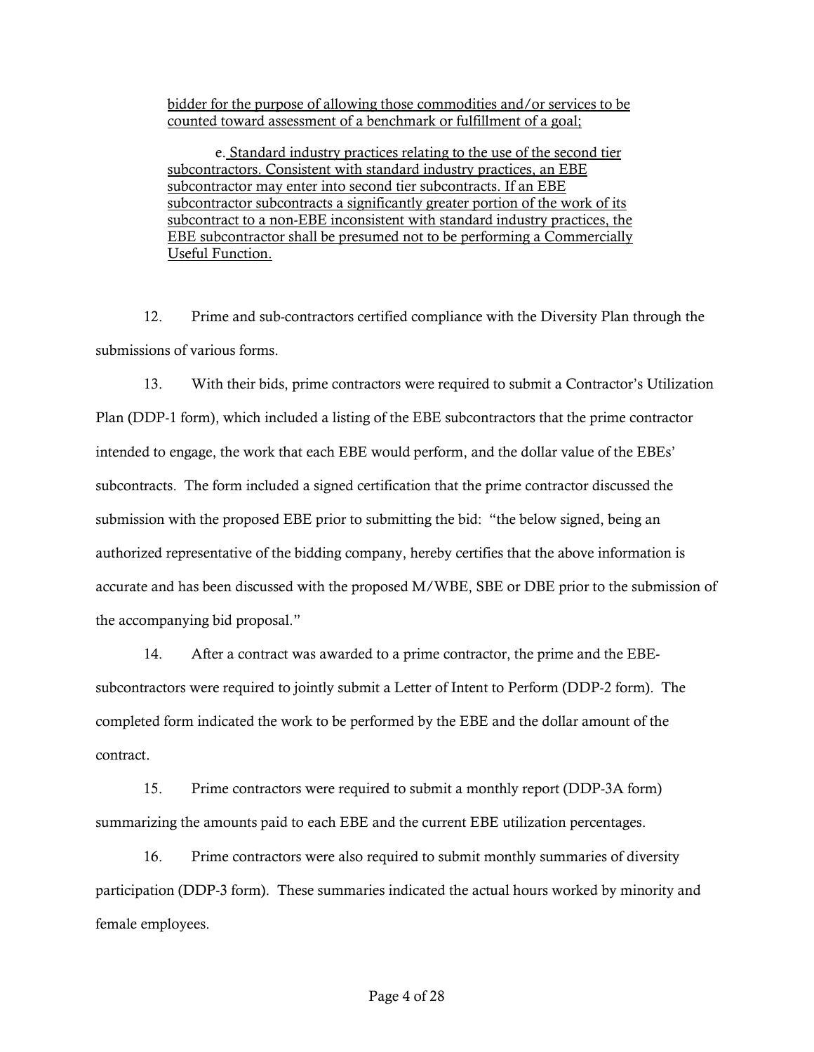bidder for the purpose of allowing those commodities and/or services to be counted toward assessment of a benchmark or fulfillment of a goal;

e. Standard industry practices relating to the use of the second tier subcontractors. Consistent with standard industry practices, an EBE subcontractor may enter into second tier subcontracts. If an EBE subcontractor subcontracts a significantly greater portion of the work of its subcontract to a non-EBE inconsistent with standard industry practices, the EBE subcontractor shall be presumed not to be performing a Commercially Useful Function.

12. Prime and sub-contractors certified compliance with the Diversity Plan through the submissions of various forms.

13. With their bids, prime contractors were required to submit a Contractor's Utilization Plan (DDP-1 form), which included a listing of the EBE subcontractors that the prime contractor intended to engage, the work that each EBE would perform, and the dollar value of the EBEs' subcontracts. The form included a signed certification that the prime contractor discussed the submission with the proposed EBE prior to submitting the bid: "the below signed, being an authorized representative of the bidding company, hereby certifies that the above information is accurate and has been discussed with the proposed M/WBE, SBE or DBE prior to the submission of the accompanying bid proposal."

14. After a contract was awarded to a prime contractor, the prime and the EBE-subcontractors were required to jointly submit a Letter of Intent to Perform (DDP-2 form). The completed form indicated the work to be performed by the EBE and the dollar amount of the contract.

15. Prime contractors were required to submit a monthly report (DDP-3A form) summarizing the amounts paid to each EBE and the current EBE utilization percentages.

16. Prime contractors were also required to submit monthly summaries of diversity participation (DDP-3 form). These summaries indicated the actual hours worked by minority and female employees.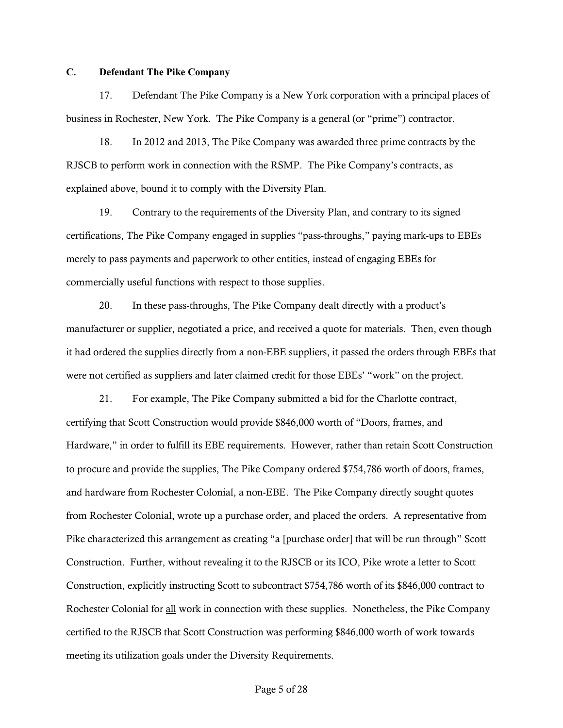### C. Defendant The Pike Company

17. Defendant The Pike Company is a New York corporation with a principal places of business in Rochester, New York. The Pike Company is a general (or "prime") contractor.

18. In 2012 and 2013, The Pike Company was awarded three prime contracts by the RJSCB to perform work in connection with the RSMP. The Pike Company's contracts, as explained above, bound it to comply with the Diversity Plan.

19. Contrary to the requirements of the Diversity Plan, and contrary to its signed certifications, The Pike Company engaged in supplies "pass-throughs," paying mark-ups to EBEs merely to pass payments and paperwork to other entities, instead of engaging EBEs for commercially useful functions with respect to those supplies.

20. In these pass-throughs, The Pike Company dealt directly with a product's manufacturer or supplier, negotiated a price, and received a quote for materials. Then, even though it had ordered the supplies directly from a non-EBE suppliers, it passed the orders through EBEs that were not certified as suppliers and later claimed credit for those EBEs' "work" on the project.

21. For example, The Pike Company submitted a bid for the Charlotte contract, certifying that Scott Construction would provide $846,000 worth of "Doors, frames, and Hardware," in order to fulfill its EBE requirements. However, rather than retain Scott Construction to procure and provide the supplies, The Pike Company ordered $754,786 worth of doors, frames, and hardware from Rochester Colonial, a non-EBE. The Pike Company directly sought quotes from Rochester Colonial, wrote up a purchase order, and placed the orders. A representative from Pike characterized this arrangement as creating "a [purchase order] that will be run through" Scott Construction. Further, without revealing it to the RJSCB or its ICO, Pike wrote a letter to Scott Construction, explicitly instructing Scott to subcontract $754,786 worth of its $846,000 contract to Rochester Colonial for <u>all</u> work in connection with these supplies. Nonetheless, the Pike Company certified to the RJSCB that Scott Construction was performing $846,000 worth of work towards meeting its utilization goals under the Diversity Requirements.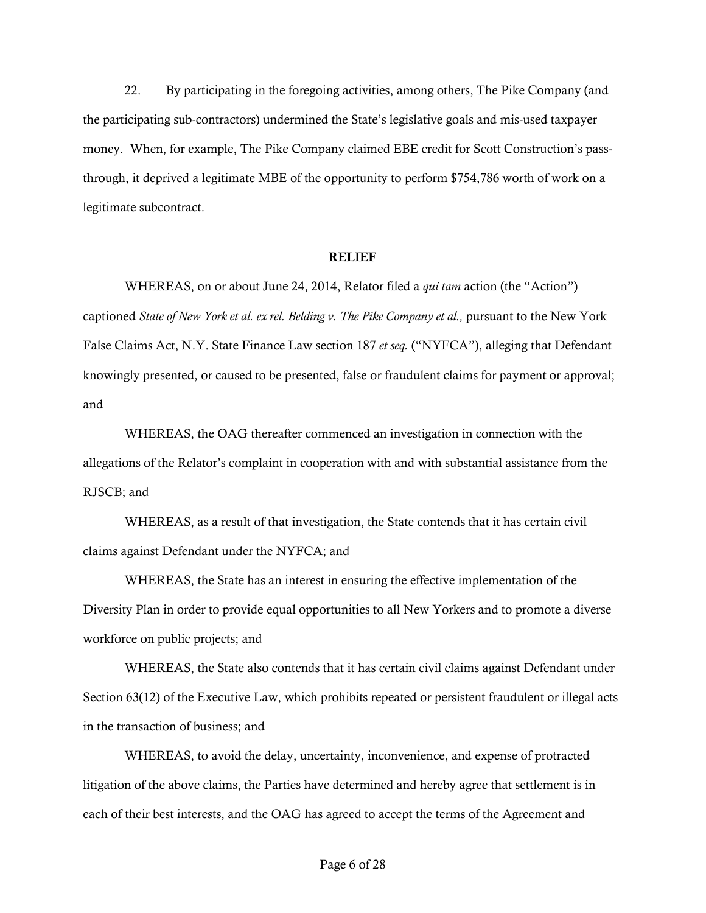22. By participating in the foregoing activities, among others, The Pike Company (and the participating sub-contractors) undermined the State's legislative goals and mis-used taxpayer money. When, for example, The Pike Company claimed EBE credit for Scott Construction's pass-through, it deprived a legitimate MBE of the opportunity to perform $754,786 worth of work on a legitimate subcontract.

## RELIEF

WHEREAS, on or about June 24, 2014, Relator filed a *qui tam* action (the "Action") captioned *State of New York et al. ex rel. Belding v. The Pike Company et al.,* pursuant to the New York False Claims Act, N.Y. State Finance Law section 187 *et seq.* ("NYFCA"), alleging that Defendant knowingly presented, or caused to be presented, false or fraudulent claims for payment or approval; and

WHEREAS, the OAG thereafter commenced an investigation in connection with the allegations of the Relator's complaint in cooperation with and with substantial assistance from the RJSCB; and

WHEREAS, as a result of that investigation, the State contends that it has certain civil claims against Defendant under the NYFCA; and

WHEREAS, the State has an interest in ensuring the effective implementation of the Diversity Plan in order to provide equal opportunities to all New Yorkers and to promote a diverse workforce on public projects; and

WHEREAS, the State also contends that it has certain civil claims against Defendant under Section 63(12) of the Executive Law, which prohibits repeated or persistent fraudulent or illegal acts in the transaction of business; and

WHEREAS, to avoid the delay, uncertainty, inconvenience, and expense of protracted litigation of the above claims, the Parties have determined and hereby agree that settlement is in each of their best interests, and the OAG has agreed to accept the terms of the Agreement and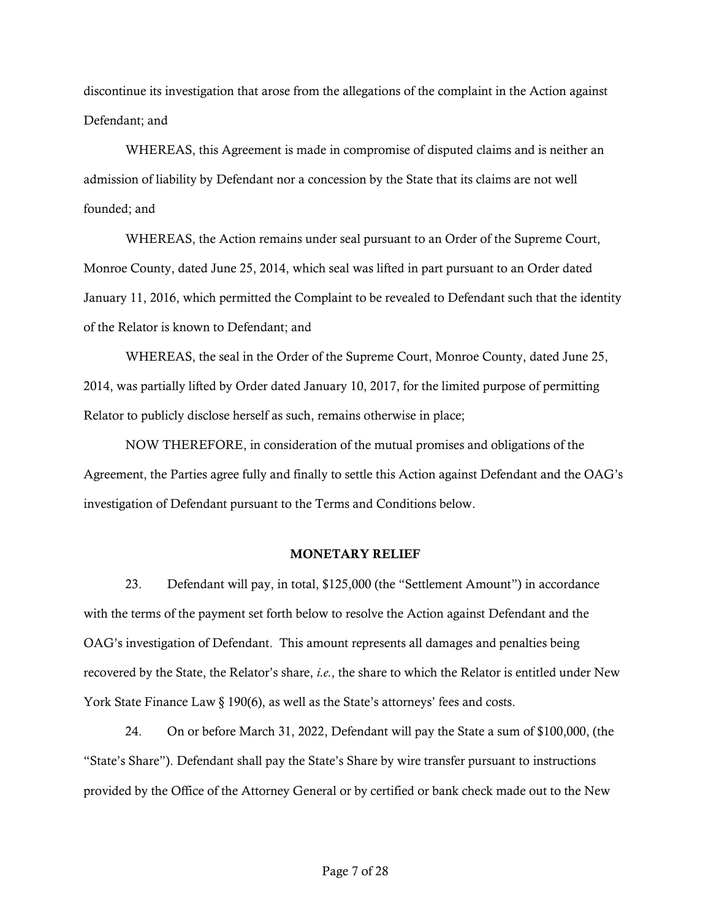discontinue its investigation that arose from the allegations of the complaint in the Action against Defendant; and

WHEREAS, this Agreement is made in compromise of disputed claims and is neither an admission of liability by Defendant nor a concession by the State that its claims are not well founded; and

WHEREAS, the Action remains under seal pursuant to an Order of the Supreme Court, Monroe County, dated June 25, 2014, which seal was lifted in part pursuant to an Order dated January 11, 2016, which permitted the Complaint to be revealed to Defendant such that the identity of the Relator is known to Defendant; and

WHEREAS, the seal in the Order of the Supreme Court, Monroe County, dated June 25, 2014, was partially lifted by Order dated January 10, 2017, for the limited purpose of permitting Relator to publicly disclose herself as such, remains otherwise in place;

NOW THEREFORE, in consideration of the mutual promises and obligations of the Agreement, the Parties agree fully and finally to settle this Action against Defendant and the OAG's investigation of Defendant pursuant to the Terms and Conditions below.

**MONETARY RELIEF**

23. Defendant will pay, in total, $125,000 (the "Settlement Amount") in accordance with the terms of the payment set forth below to resolve the Action against Defendant and the OAG's investigation of Defendant. This amount represents all damages and penalties being recovered by the State, the Relator's share, *i.e.*, the share to which the Relator is entitled under New York State Finance Law § 190(6), as well as the State's attorneys' fees and costs.

24. On or before March 31, 2022, Defendant will pay the State a sum of $100,000, (the "State's Share"). Defendant shall pay the State's Share by wire transfer pursuant to instructions provided by the Office of the Attorney General or by certified or bank check made out to the New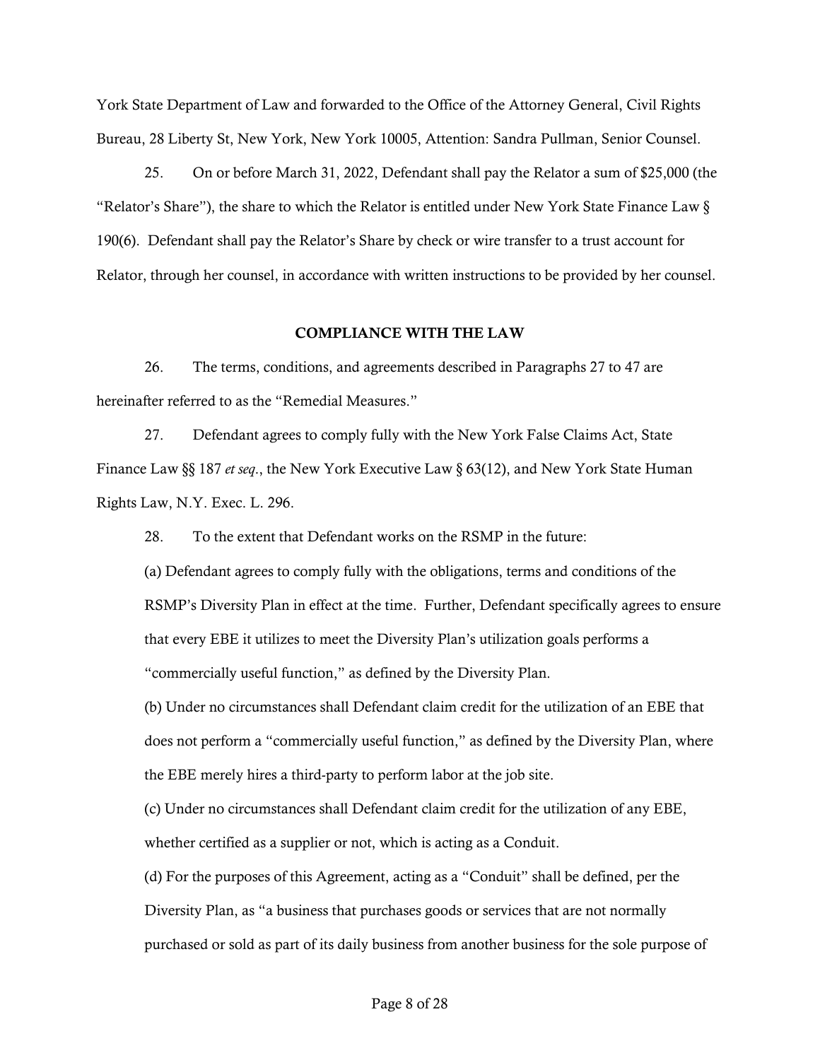York State Department of Law and forwarded to the Office of the Attorney General, Civil Rights Bureau, 28 Liberty St, New York, New York 10005, Attention: Sandra Pullman, Senior Counsel.

25. On or before March 31, 2022, Defendant shall pay the Relator a sum of $25,000 (the "Relator's Share"), the share to which the Relator is entitled under New York State Finance Law § 190(6). Defendant shall pay the Relator's Share by check or wire transfer to a trust account for Relator, through her counsel, in accordance with written instructions to be provided by her counsel.

## COMPLIANCE WITH THE LAW

26. The terms, conditions, and agreements described in Paragraphs 27 to 47 are hereinafter referred to as the "Remedial Measures."

27. Defendant agrees to comply fully with the New York False Claims Act, State Finance Law §§ 187 *et seq*., the New York Executive Law § 63(12), and New York State Human Rights Law, N.Y. Exec. L. 296.

28. To the extent that Defendant works on the RSMP in the future:

(a) Defendant agrees to comply fully with the obligations, terms and conditions of the RSMP's Diversity Plan in effect at the time. Further, Defendant specifically agrees to ensure that every EBE it utilizes to meet the Diversity Plan's utilization goals performs a "commercially useful function," as defined by the Diversity Plan.

(b) Under no circumstances shall Defendant claim credit for the utilization of an EBE that does not perform a "commercially useful function," as defined by the Diversity Plan, where the EBE merely hires a third-party to perform labor at the job site.

(c) Under no circumstances shall Defendant claim credit for the utilization of any EBE, whether certified as a supplier or not, which is acting as a Conduit.

(d) For the purposes of this Agreement, acting as a "Conduit" shall be defined, per the Diversity Plan, as "a business that purchases goods or services that are not normally purchased or sold as part of its daily business from another business for the sole purpose of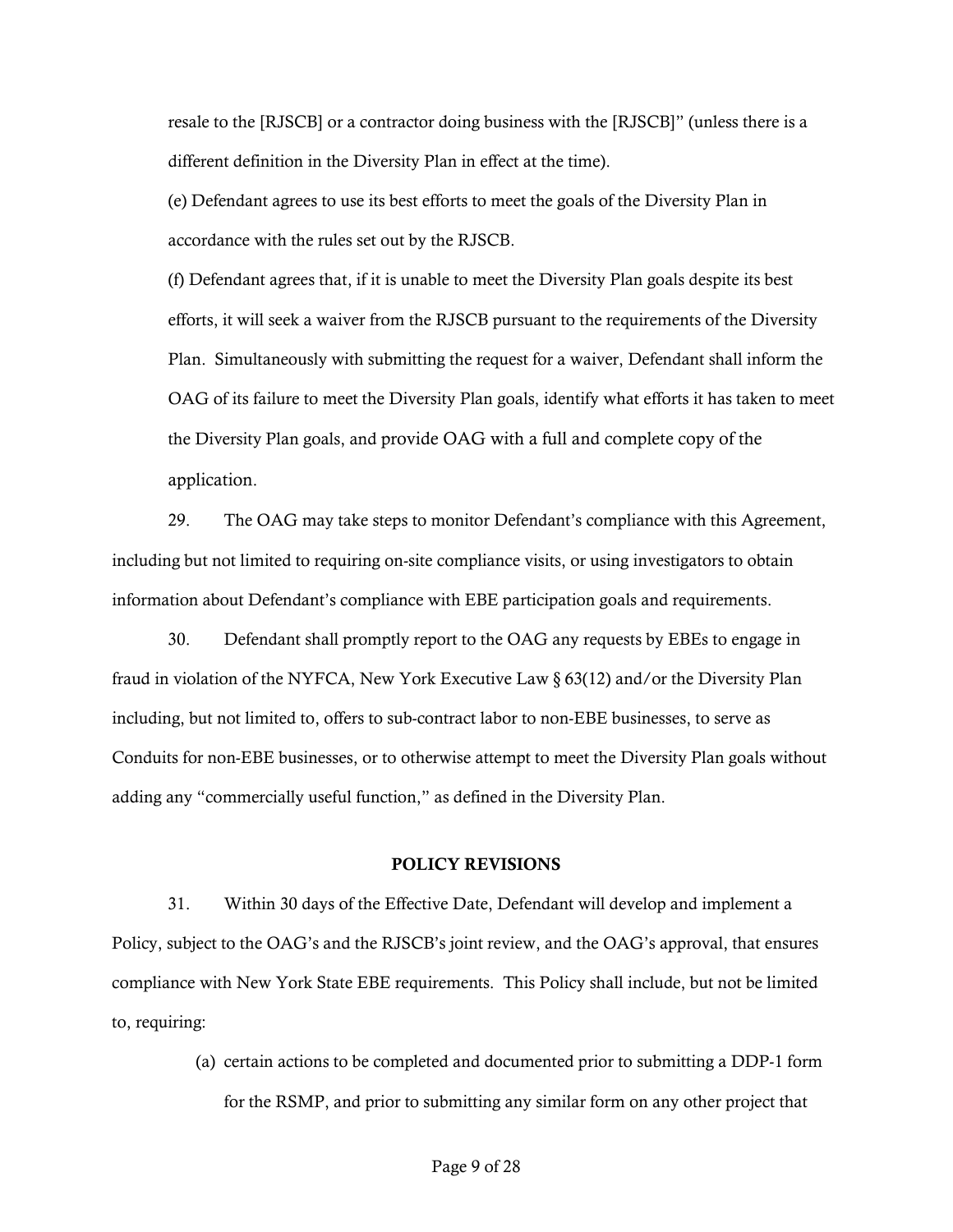resale to the [RJSCB] or a contractor doing business with the [RJSCB]" (unless there is a different definition in the Diversity Plan in effect at the time).

(e) Defendant agrees to use its best efforts to meet the goals of the Diversity Plan in accordance with the rules set out by the RJSCB.

(f) Defendant agrees that, if it is unable to meet the Diversity Plan goals despite its best efforts, it will seek a waiver from the RJSCB pursuant to the requirements of the Diversity Plan. Simultaneously with submitting the request for a waiver, Defendant shall inform the OAG of its failure to meet the Diversity Plan goals, identify what efforts it has taken to meet the Diversity Plan goals, and provide OAG with a full and complete copy of the application.

29. The OAG may take steps to monitor Defendant's compliance with this Agreement, including but not limited to requiring on-site compliance visits, or using investigators to obtain information about Defendant's compliance with EBE participation goals and requirements.

30. Defendant shall promptly report to the OAG any requests by EBEs to engage in fraud in violation of the NYFCA, New York Executive Law § 63(12) and/or the Diversity Plan including, but not limited to, offers to sub-contract labor to non-EBE businesses, to serve as Conduits for non-EBE businesses, or to otherwise attempt to meet the Diversity Plan goals without adding any "commercially useful function," as defined in the Diversity Plan.

## POLICY REVISIONS

31. Within 30 days of the Effective Date, Defendant will develop and implement a Policy, subject to the OAG's and the RJSCB's joint review, and the OAG's approval, that ensures compliance with New York State EBE requirements. This Policy shall include, but not be limited to, requiring:

(a) certain actions to be completed and documented prior to submitting a DDP-1 form for the RSMP, and prior to submitting any similar form on any other project that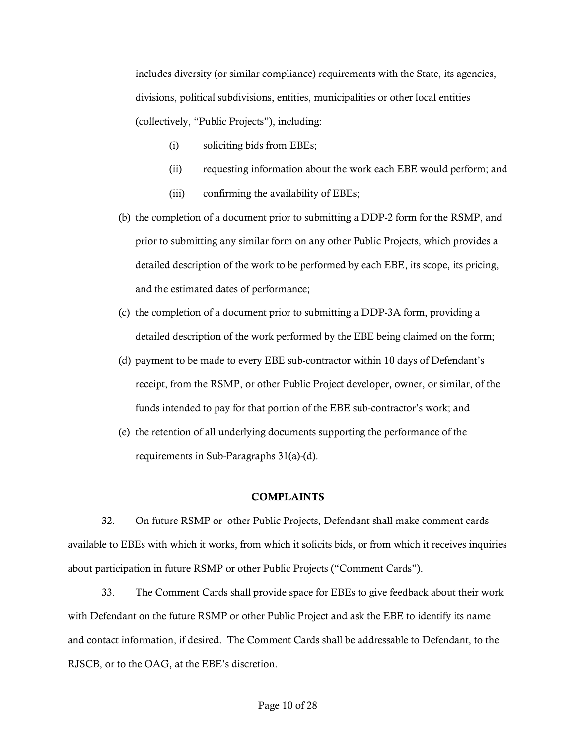includes diversity (or similar compliance) requirements with the State, its agencies, divisions, political subdivisions, entities, municipalities or other local entities (collectively, "Public Projects"), including:

   (i) soliciting bids from EBEs;

   (ii) requesting information about the work each EBE would perform; and

   (iii) confirming the availability of EBEs;

(b) the completion of a document prior to submitting a DDP-2 form for the RSMP, and prior to submitting any similar form on any other Public Projects, which provides a detailed description of the work to be performed by each EBE, its scope, its pricing, and the estimated dates of performance;

(c) the completion of a document prior to submitting a DDP-3A form, providing a detailed description of the work performed by the EBE being claimed on the form;

(d) payment to be made to every EBE sub-contractor within 10 days of Defendant's receipt, from the RSMP, or other Public Project developer, owner, or similar, of the funds intended to pay for that portion of the EBE sub-contractor's work; and

(e) the retention of all underlying documents supporting the performance of the requirements in Sub-Paragraphs 31(a)-(d).

## COMPLAINTS

32. On future RSMP or other Public Projects, Defendant shall make comment cards available to EBEs with which it works, from which it solicits bids, or from which it receives inquiries about participation in future RSMP or other Public Projects ("Comment Cards").

33. The Comment Cards shall provide space for EBEs to give feedback about their work with Defendant on the future RSMP or other Public Project and ask the EBE to identify its name and contact information, if desired. The Comment Cards shall be addressable to Defendant, to the RJSCB, or to the OAG, at the EBE's discretion.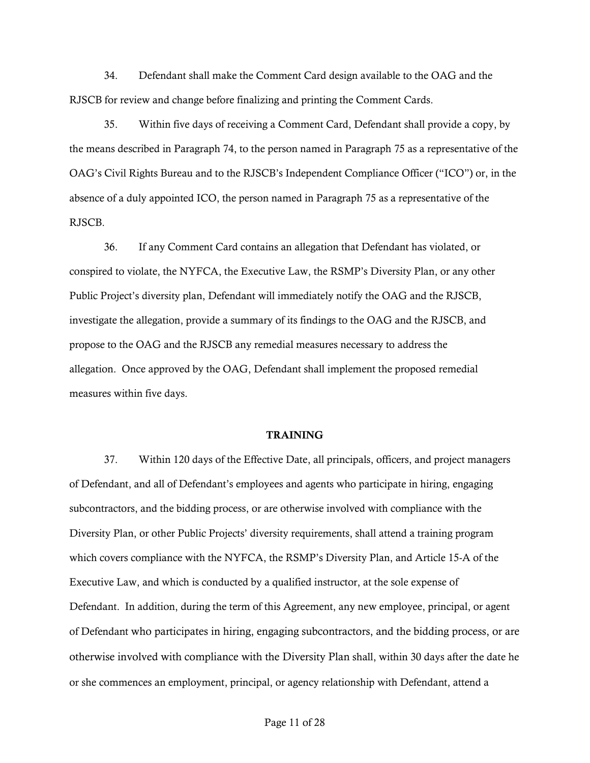34. Defendant shall make the Comment Card design available to the OAG and the RJSCB for review and change before finalizing and printing the Comment Cards.

35. Within five days of receiving a Comment Card, Defendant shall provide a copy, by the means described in Paragraph 74, to the person named in Paragraph 75 as a representative of the OAG's Civil Rights Bureau and to the RJSCB's Independent Compliance Officer ("ICO") or, in the absence of a duly appointed ICO, the person named in Paragraph 75 as a representative of the RJSCB.

36. If any Comment Card contains an allegation that Defendant has violated, or conspired to violate, the NYFCA, the Executive Law, the RSMP's Diversity Plan, or any other Public Project's diversity plan, Defendant will immediately notify the OAG and the RJSCB, investigate the allegation, provide a summary of its findings to the OAG and the RJSCB, and propose to the OAG and the RJSCB any remedial measures necessary to address the allegation. Once approved by the OAG, Defendant shall implement the proposed remedial measures within five days.

**TRAINING**

37. Within 120 days of the Effective Date, all principals, officers, and project managers of Defendant, and all of Defendant's employees and agents who participate in hiring, engaging subcontractors, and the bidding process, or are otherwise involved with compliance with the Diversity Plan, or other Public Projects' diversity requirements, shall attend a training program which covers compliance with the NYFCA, the RSMP's Diversity Plan, and Article 15-A of the Executive Law, and which is conducted by a qualified instructor, at the sole expense of Defendant. In addition, during the term of this Agreement, any new employee, principal, or agent of Defendant who participates in hiring, engaging subcontractors, and the bidding process, or are otherwise involved with compliance with the Diversity Plan shall, within 30 days after the date he or she commences an employment, principal, or agency relationship with Defendant, attend a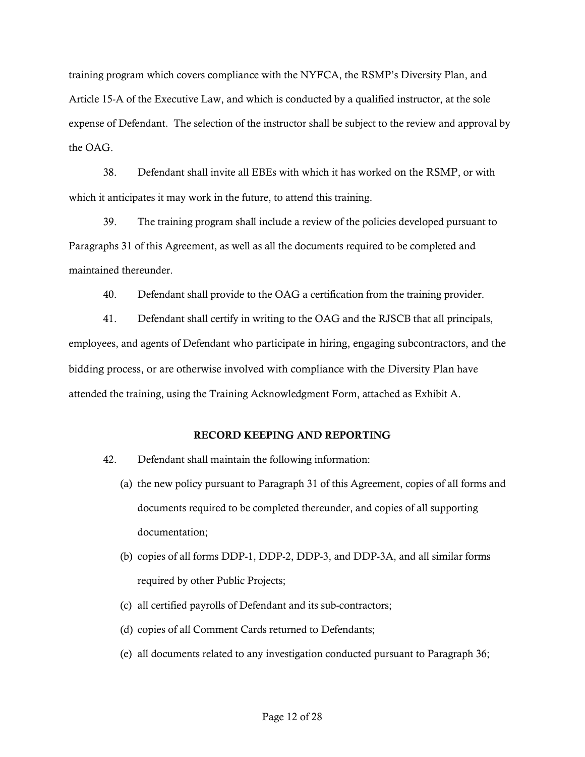training program which covers compliance with the NYFCA, the RSMP's Diversity Plan, and Article 15-A of the Executive Law, and which is conducted by a qualified instructor, at the sole expense of Defendant. The selection of the instructor shall be subject to the review and approval by the OAG.

38. Defendant shall invite all EBEs with which it has worked on the RSMP, or with which it anticipates it may work in the future, to attend this training.

39. The training program shall include a review of the policies developed pursuant to Paragraphs 31 of this Agreement, as well as all the documents required to be completed and maintained thereunder.

40. Defendant shall provide to the OAG a certification from the training provider.

41. Defendant shall certify in writing to the OAG and the RJSCB that all principals, employees, and agents of Defendant who participate in hiring, engaging subcontractors, and the bidding process, or are otherwise involved with compliance with the Diversity Plan have attended the training, using the Training Acknowledgment Form, attached as Exhibit A.

**RECORD KEEPING AND REPORTING**

42. Defendant shall maintain the following information:

(a) the new policy pursuant to Paragraph 31 of this Agreement, copies of all forms and documents required to be completed thereunder, and copies of all supporting documentation;

(b) copies of all forms DDP-1, DDP-2, DDP-3, and DDP-3A, and all similar forms required by other Public Projects;

(c) all certified payrolls of Defendant and its sub-contractors;

(d) copies of all Comment Cards returned to Defendants;

(e) all documents related to any investigation conducted pursuant to Paragraph 36;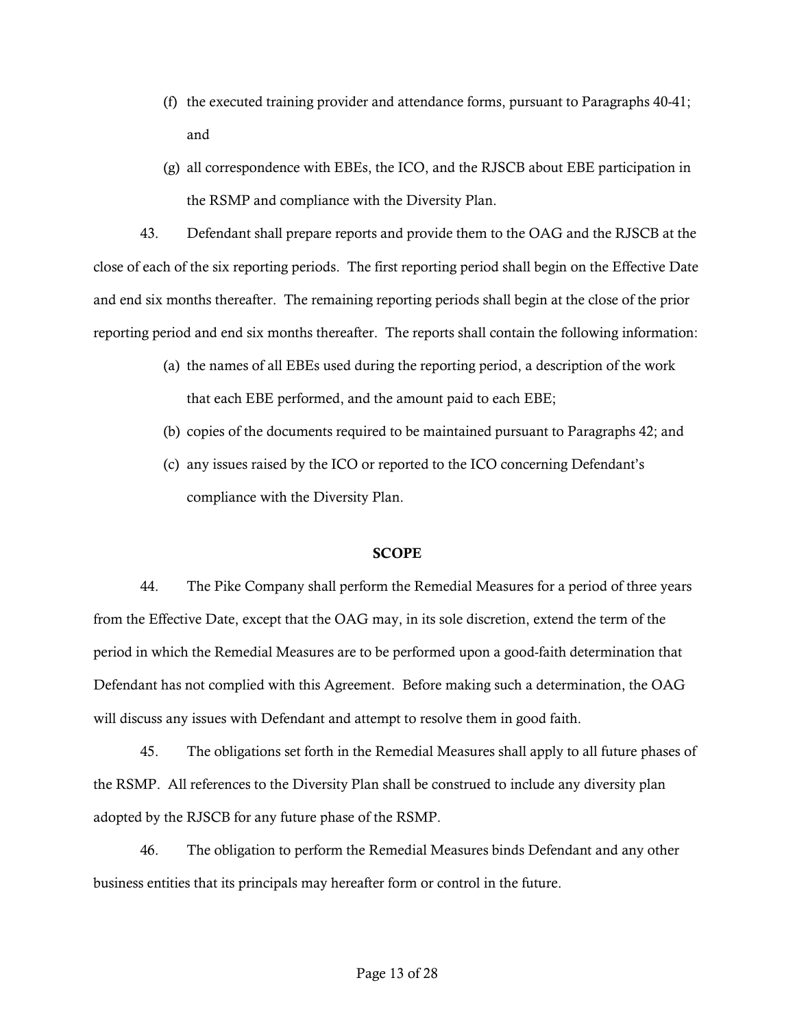(f) the executed training provider and attendance forms, pursuant to Paragraphs 40-41; and

(g) all correspondence with EBEs, the ICO, and the RJSCB about EBE participation in the RSMP and compliance with the Diversity Plan.

43. Defendant shall prepare reports and provide them to the OAG and the RJSCB at the close of each of the six reporting periods. The first reporting period shall begin on the Effective Date and end six months thereafter. The remaining reporting periods shall begin at the close of the prior reporting period and end six months thereafter. The reports shall contain the following information:

(a) the names of all EBEs used during the reporting period, a description of the work that each EBE performed, and the amount paid to each EBE;

(b) copies of the documents required to be maintained pursuant to Paragraphs 42; and

(c) any issues raised by the ICO or reported to the ICO concerning Defendant's compliance with the Diversity Plan.

**SCOPE**

44. The Pike Company shall perform the Remedial Measures for a period of three years from the Effective Date, except that the OAG may, in its sole discretion, extend the term of the period in which the Remedial Measures are to be performed upon a good-faith determination that Defendant has not complied with this Agreement. Before making such a determination, the OAG will discuss any issues with Defendant and attempt to resolve them in good faith.

45. The obligations set forth in the Remedial Measures shall apply to all future phases of the RSMP. All references to the Diversity Plan shall be construed to include any diversity plan adopted by the RJSCB for any future phase of the RSMP.

46. The obligation to perform the Remedial Measures binds Defendant and any other business entities that its principals may hereafter form or control in the future.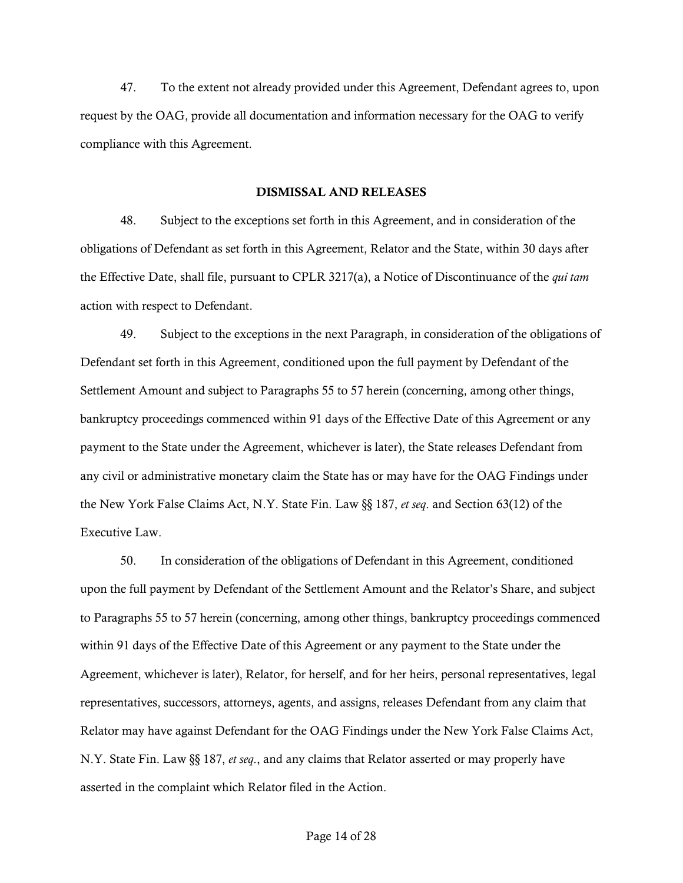47. To the extent not already provided under this Agreement, Defendant agrees to, upon request by the OAG, provide all documentation and information necessary for the OAG to verify compliance with this Agreement.

## DISMISSAL AND RELEASES

48. Subject to the exceptions set forth in this Agreement, and in consideration of the obligations of Defendant as set forth in this Agreement, Relator and the State, within 30 days after the Effective Date, shall file, pursuant to CPLR 3217(a), a Notice of Discontinuance of the *qui tam* action with respect to Defendant.

49. Subject to the exceptions in the next Paragraph, in consideration of the obligations of Defendant set forth in this Agreement, conditioned upon the full payment by Defendant of the Settlement Amount and subject to Paragraphs 55 to 57 herein (concerning, among other things, bankruptcy proceedings commenced within 91 days of the Effective Date of this Agreement or any payment to the State under the Agreement, whichever is later), the State releases Defendant from any civil or administrative monetary claim the State has or may have for the OAG Findings under the New York False Claims Act, N.Y. State Fin. Law §§ 187, *et seq*. and Section 63(12) of the Executive Law.

50. In consideration of the obligations of Defendant in this Agreement, conditioned upon the full payment by Defendant of the Settlement Amount and the Relator's Share, and subject to Paragraphs 55 to 57 herein (concerning, among other things, bankruptcy proceedings commenced within 91 days of the Effective Date of this Agreement or any payment to the State under the Agreement, whichever is later), Relator, for herself, and for her heirs, personal representatives, legal representatives, successors, attorneys, agents, and assigns, releases Defendant from any claim that Relator may have against Defendant for the OAG Findings under the New York False Claims Act, N.Y. State Fin. Law §§ 187, *et seq*., and any claims that Relator asserted or may properly have asserted in the complaint which Relator filed in the Action.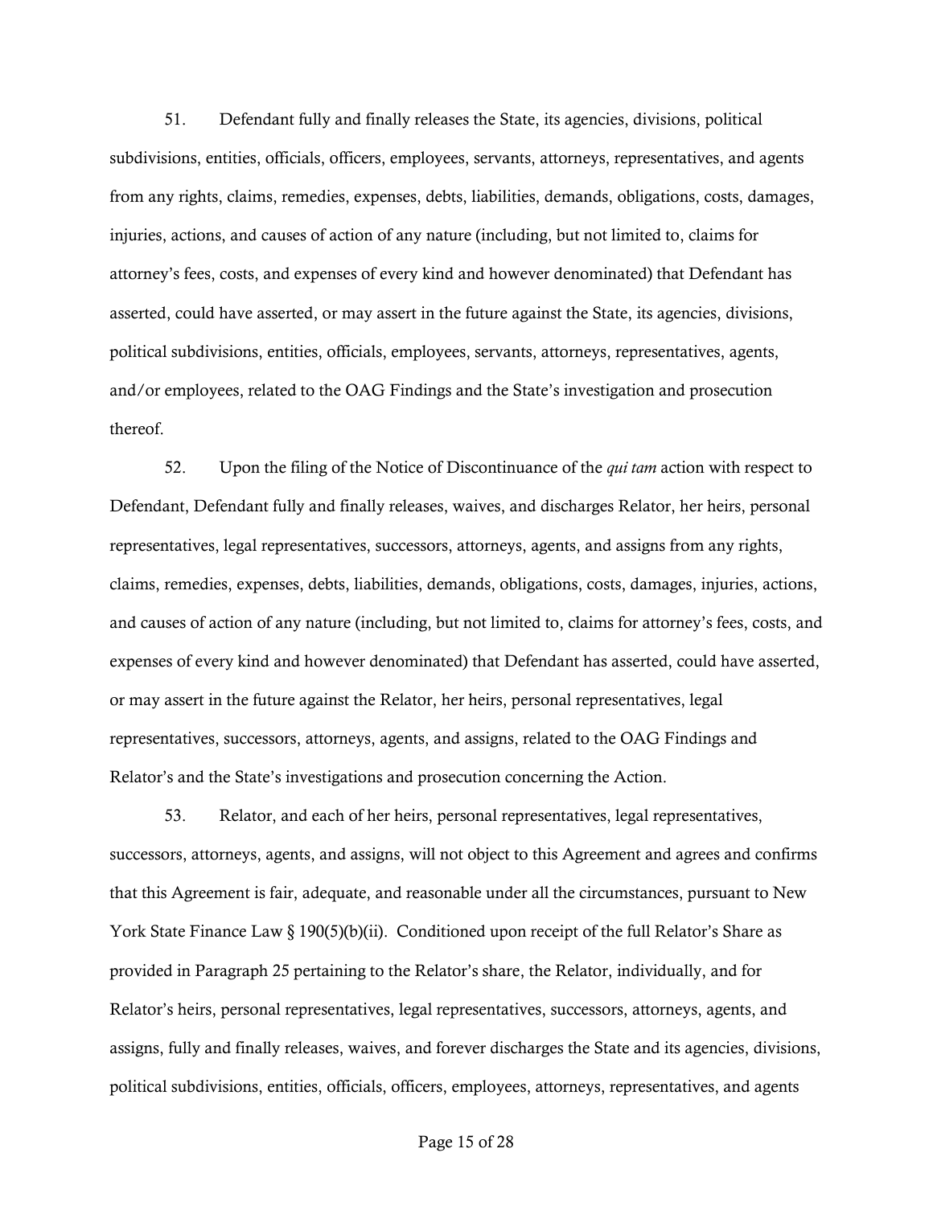51. Defendant fully and finally releases the State, its agencies, divisions, political subdivisions, entities, officials, officers, employees, servants, attorneys, representatives, and agents from any rights, claims, remedies, expenses, debts, liabilities, demands, obligations, costs, damages, injuries, actions, and causes of action of any nature (including, but not limited to, claims for attorney's fees, costs, and expenses of every kind and however denominated) that Defendant has asserted, could have asserted, or may assert in the future against the State, its agencies, divisions, political subdivisions, entities, officials, employees, servants, attorneys, representatives, agents, and/or employees, related to the OAG Findings and the State's investigation and prosecution thereof.

52. Upon the filing of the Notice of Discontinuance of the *qui tam* action with respect to Defendant, Defendant fully and finally releases, waives, and discharges Relator, her heirs, personal representatives, legal representatives, successors, attorneys, agents, and assigns from any rights, claims, remedies, expenses, debts, liabilities, demands, obligations, costs, damages, injuries, actions, and causes of action of any nature (including, but not limited to, claims for attorney's fees, costs, and expenses of every kind and however denominated) that Defendant has asserted, could have asserted, or may assert in the future against the Relator, her heirs, personal representatives, legal representatives, successors, attorneys, agents, and assigns, related to the OAG Findings and Relator's and the State's investigations and prosecution concerning the Action.

53. Relator, and each of her heirs, personal representatives, legal representatives, successors, attorneys, agents, and assigns, will not object to this Agreement and agrees and confirms that this Agreement is fair, adequate, and reasonable under all the circumstances, pursuant to New York State Finance Law § 190(5)(b)(ii). Conditioned upon receipt of the full Relator's Share as provided in Paragraph 25 pertaining to the Relator's share, the Relator, individually, and for Relator's heirs, personal representatives, legal representatives, successors, attorneys, agents, and assigns, fully and finally releases, waives, and forever discharges the State and its agencies, divisions, political subdivisions, entities, officials, officers, employees, attorneys, representatives, and agents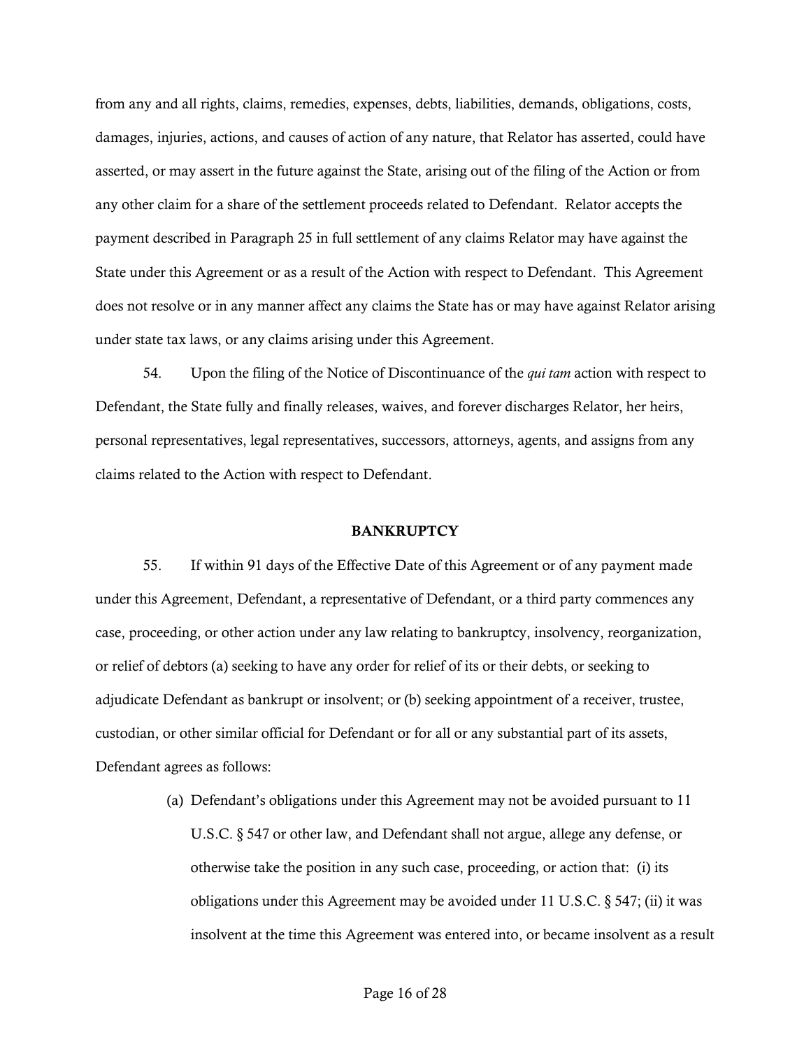from any and all rights, claims, remedies, expenses, debts, liabilities, demands, obligations, costs, damages, injuries, actions, and causes of action of any nature, that Relator has asserted, could have asserted, or may assert in the future against the State, arising out of the filing of the Action or from any other claim for a share of the settlement proceeds related to Defendant. Relator accepts the payment described in Paragraph 25 in full settlement of any claims Relator may have against the State under this Agreement or as a result of the Action with respect to Defendant. This Agreement does not resolve or in any manner affect any claims the State has or may have against Relator arising under state tax laws, or any claims arising under this Agreement.

54. Upon the filing of the Notice of Discontinuance of the *qui tam* action with respect to Defendant, the State fully and finally releases, waives, and forever discharges Relator, her heirs, personal representatives, legal representatives, successors, attorneys, agents, and assigns from any claims related to the Action with respect to Defendant.

## BANKRUPTCY

55. If within 91 days of the Effective Date of this Agreement or of any payment made under this Agreement, Defendant, a representative of Defendant, or a third party commences any case, proceeding, or other action under any law relating to bankruptcy, insolvency, reorganization, or relief of debtors (a) seeking to have any order for relief of its or their debts, or seeking to adjudicate Defendant as bankrupt or insolvent; or (b) seeking appointment of a receiver, trustee, custodian, or other similar official for Defendant or for all or any substantial part of its assets, Defendant agrees as follows:

(a) Defendant's obligations under this Agreement may not be avoided pursuant to 11 U.S.C. § 547 or other law, and Defendant shall not argue, allege any defense, or otherwise take the position in any such case, proceeding, or action that: (i) its obligations under this Agreement may be avoided under 11 U.S.C. § 547; (ii) it was insolvent at the time this Agreement was entered into, or became insolvent as a result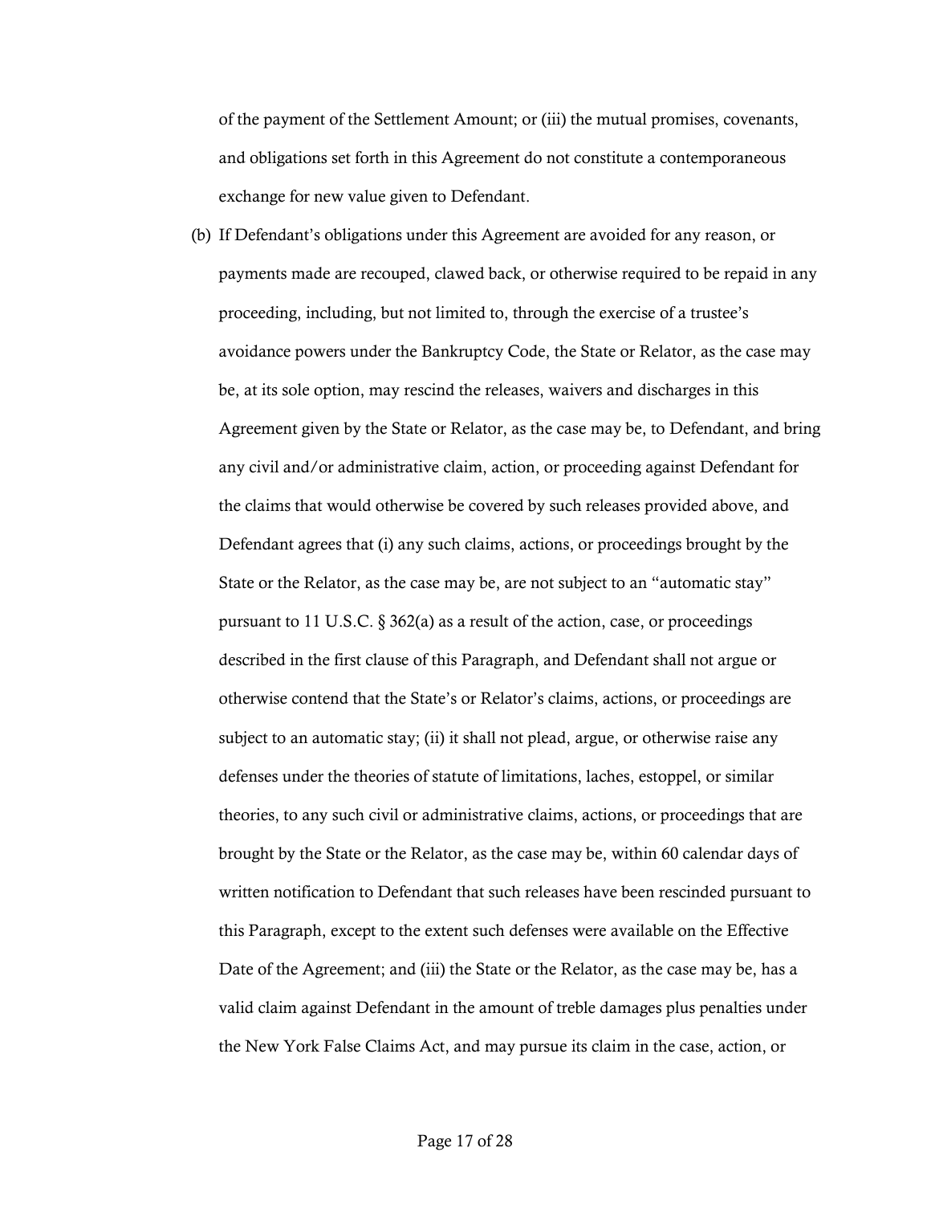of the payment of the Settlement Amount; or (iii) the mutual promises, covenants, and obligations set forth in this Agreement do not constitute a contemporaneous exchange for new value given to Defendant.

(b) If Defendant's obligations under this Agreement are avoided for any reason, or payments made are recouped, clawed back, or otherwise required to be repaid in any proceeding, including, but not limited to, through the exercise of a trustee's avoidance powers under the Bankruptcy Code, the State or Relator, as the case may be, at its sole option, may rescind the releases, waivers and discharges in this Agreement given by the State or Relator, as the case may be, to Defendant, and bring any civil and/or administrative claim, action, or proceeding against Defendant for the claims that would otherwise be covered by such releases provided above, and Defendant agrees that (i) any such claims, actions, or proceedings brought by the State or the Relator, as the case may be, are not subject to an "automatic stay" pursuant to 11 U.S.C. § 362(a) as a result of the action, case, or proceedings described in the first clause of this Paragraph, and Defendant shall not argue or otherwise contend that the State's or Relator's claims, actions, or proceedings are subject to an automatic stay; (ii) it shall not plead, argue, or otherwise raise any defenses under the theories of statute of limitations, laches, estoppel, or similar theories, to any such civil or administrative claims, actions, or proceedings that are brought by the State or the Relator, as the case may be, within 60 calendar days of written notification to Defendant that such releases have been rescinded pursuant to this Paragraph, except to the extent such defenses were available on the Effective Date of the Agreement; and (iii) the State or the Relator, as the case may be, has a valid claim against Defendant in the amount of treble damages plus penalties under the New York False Claims Act, and may pursue its claim in the case, action, or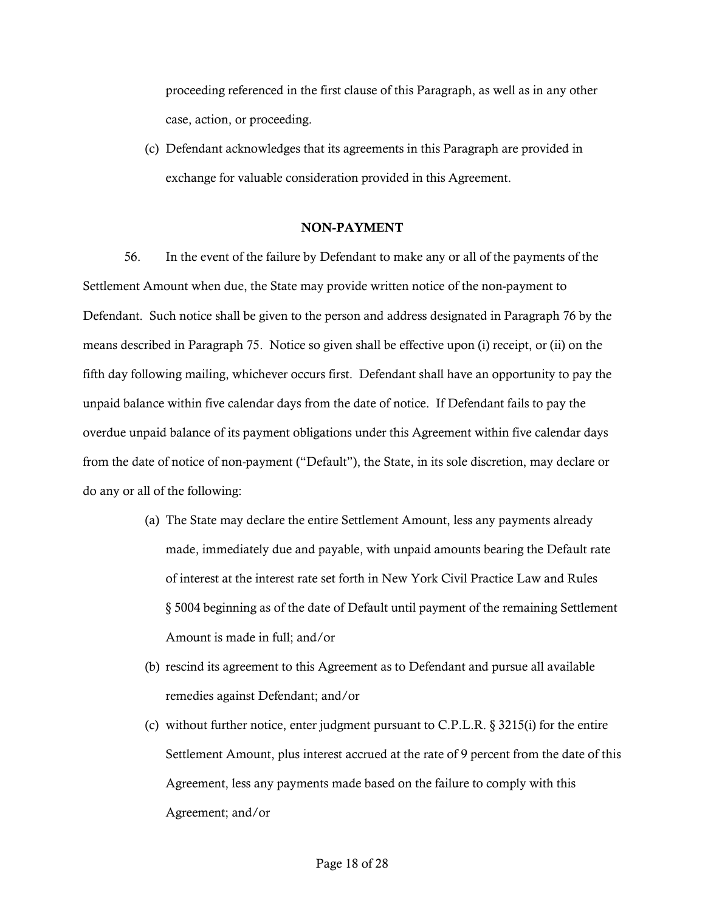proceeding referenced in the first clause of this Paragraph, as well as in any other case, action, or proceeding.

(c) Defendant acknowledges that its agreements in this Paragraph are provided in exchange for valuable consideration provided in this Agreement.

**NON-PAYMENT**

56. In the event of the failure by Defendant to make any or all of the payments of the Settlement Amount when due, the State may provide written notice of the non-payment to Defendant. Such notice shall be given to the person and address designated in Paragraph 76 by the means described in Paragraph 75. Notice so given shall be effective upon (i) receipt, or (ii) on the fifth day following mailing, whichever occurs first. Defendant shall have an opportunity to pay the unpaid balance within five calendar days from the date of notice. If Defendant fails to pay the overdue unpaid balance of its payment obligations under this Agreement within five calendar days from the date of notice of non-payment ("Default"), the State, in its sole discretion, may declare or do any or all of the following:

(a) The State may declare the entire Settlement Amount, less any payments already made, immediately due and payable, with unpaid amounts bearing the Default rate of interest at the interest rate set forth in New York Civil Practice Law and Rules § 5004 beginning as of the date of Default until payment of the remaining Settlement Amount is made in full; and/or

(b) rescind its agreement to this Agreement as to Defendant and pursue all available remedies against Defendant; and/or

(c) without further notice, enter judgment pursuant to C.P.L.R. § 3215(i) for the entire Settlement Amount, plus interest accrued at the rate of 9 percent from the date of this Agreement, less any payments made based on the failure to comply with this Agreement; and/or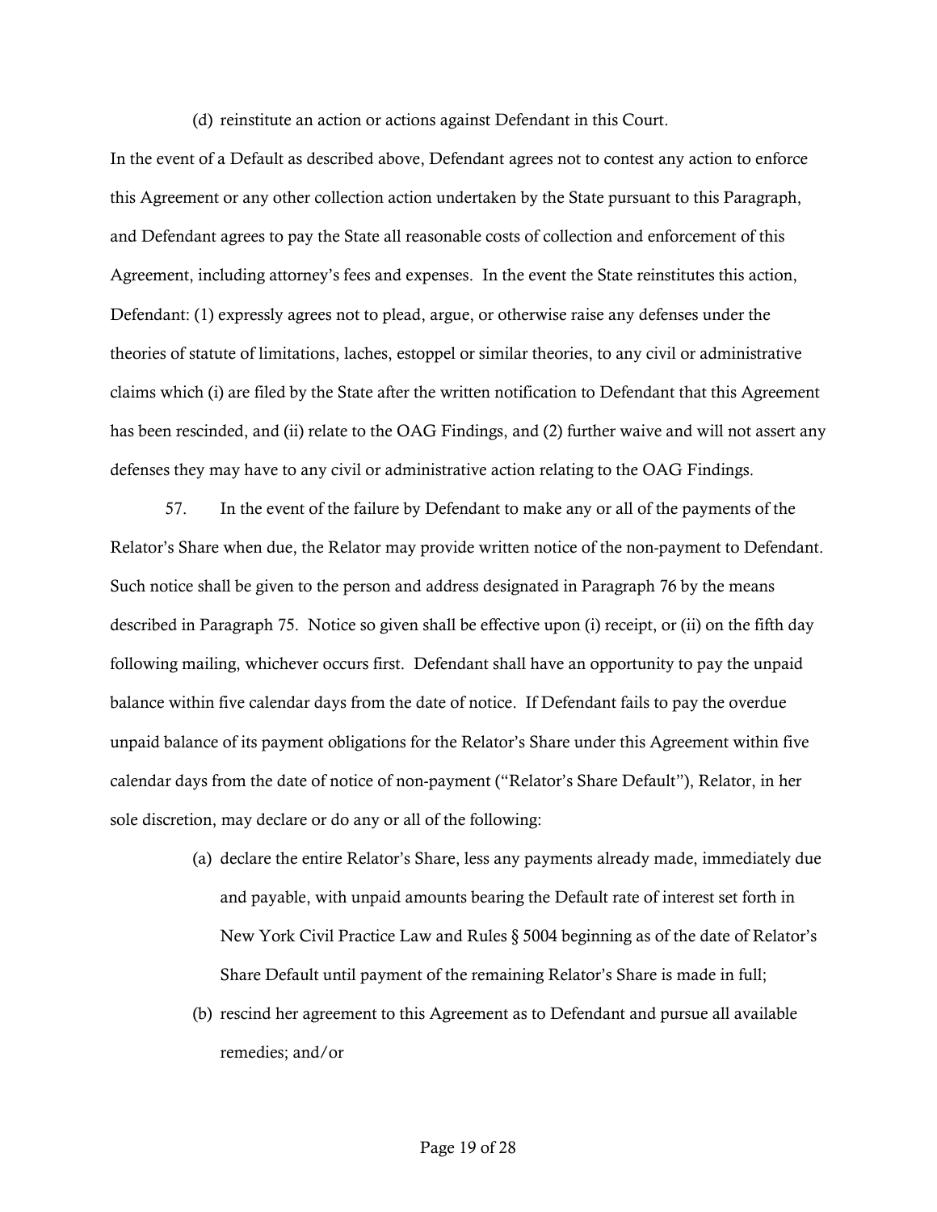(d) reinstitute an action or actions against Defendant in this Court.

In the event of a Default as described above, Defendant agrees not to contest any action to enforce this Agreement or any other collection action undertaken by the State pursuant to this Paragraph, and Defendant agrees to pay the State all reasonable costs of collection and enforcement of this Agreement, including attorney's fees and expenses. In the event the State reinstitutes this action, Defendant: (1) expressly agrees not to plead, argue, or otherwise raise any defenses under the theories of statute of limitations, laches, estoppel or similar theories, to any civil or administrative claims which (i) are filed by the State after the written notification to Defendant that this Agreement has been rescinded, and (ii) relate to the OAG Findings, and (2) further waive and will not assert any defenses they may have to any civil or administrative action relating to the OAG Findings.

57. In the event of the failure by Defendant to make any or all of the payments of the Relator's Share when due, the Relator may provide written notice of the non-payment to Defendant. Such notice shall be given to the person and address designated in Paragraph 76 by the means described in Paragraph 75. Notice so given shall be effective upon (i) receipt, or (ii) on the fifth day following mailing, whichever occurs first. Defendant shall have an opportunity to pay the unpaid balance within five calendar days from the date of notice. If Defendant fails to pay the overdue unpaid balance of its payment obligations for the Relator's Share under this Agreement within five calendar days from the date of notice of non-payment ("Relator's Share Default"), Relator, in her sole discretion, may declare or do any or all of the following:

(a) declare the entire Relator's Share, less any payments already made, immediately due and payable, with unpaid amounts bearing the Default rate of interest set forth in New York Civil Practice Law and Rules § 5004 beginning as of the date of Relator's Share Default until payment of the remaining Relator's Share is made in full;

(b) rescind her agreement to this Agreement as to Defendant and pursue all available remedies; and/or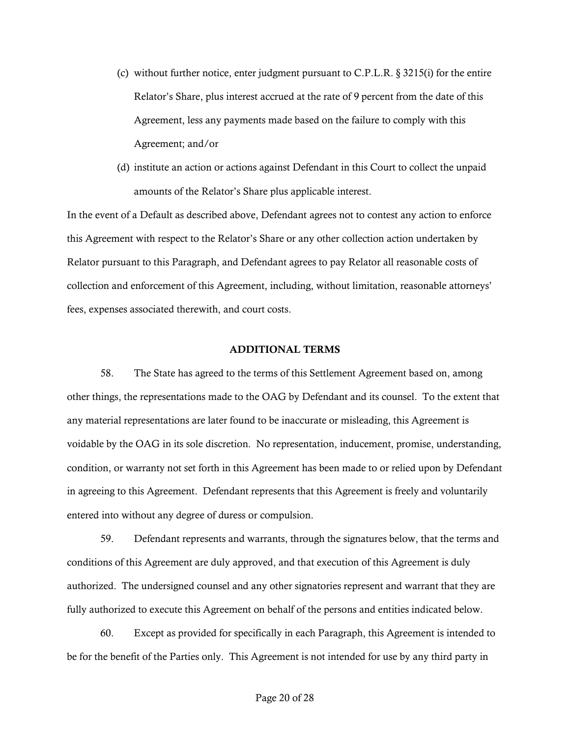(c) without further notice, enter judgment pursuant to C.P.L.R. § 3215(i) for the entire Relator's Share, plus interest accrued at the rate of 9 percent from the date of this Agreement, less any payments made based on the failure to comply with this Agreement; and/or

(d) institute an action or actions against Defendant in this Court to collect the unpaid amounts of the Relator's Share plus applicable interest.

In the event of a Default as described above, Defendant agrees not to contest any action to enforce this Agreement with respect to the Relator's Share or any other collection action undertaken by Relator pursuant to this Paragraph, and Defendant agrees to pay Relator all reasonable costs of collection and enforcement of this Agreement, including, without limitation, reasonable attorneys' fees, expenses associated therewith, and court costs.

## ADDITIONAL TERMS

58. The State has agreed to the terms of this Settlement Agreement based on, among other things, the representations made to the OAG by Defendant and its counsel. To the extent that any material representations are later found to be inaccurate or misleading, this Agreement is voidable by the OAG in its sole discretion. No representation, inducement, promise, understanding, condition, or warranty not set forth in this Agreement has been made to or relied upon by Defendant in agreeing to this Agreement. Defendant represents that this Agreement is freely and voluntarily entered into without any degree of duress or compulsion.

59. Defendant represents and warrants, through the signatures below, that the terms and conditions of this Agreement are duly approved, and that execution of this Agreement is duly authorized. The undersigned counsel and any other signatories represent and warrant that they are fully authorized to execute this Agreement on behalf of the persons and entities indicated below.

60. Except as provided for specifically in each Paragraph, this Agreement is intended to be for the benefit of the Parties only. This Agreement is not intended for use by any third party in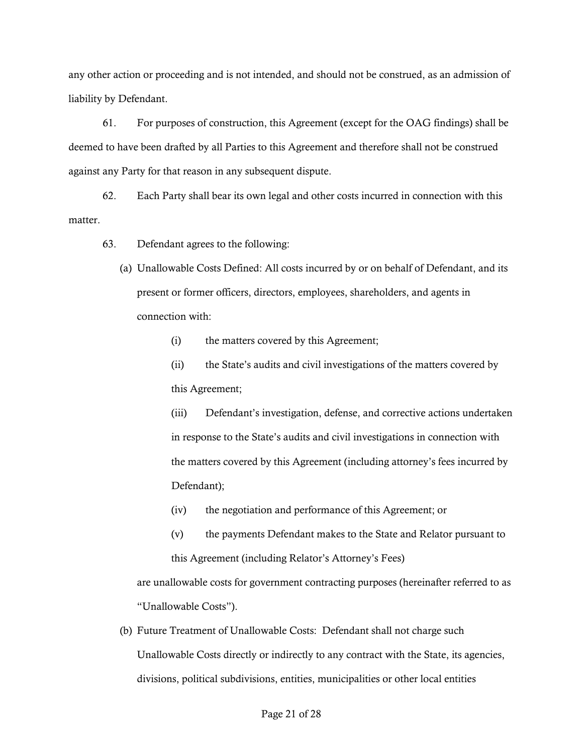any other action or proceeding and is not intended, and should not be construed, as an admission of liability by Defendant.

61. For purposes of construction, this Agreement (except for the OAG findings) shall be deemed to have been drafted by all Parties to this Agreement and therefore shall not be construed against any Party for that reason in any subsequent dispute.

62. Each Party shall bear its own legal and other costs incurred in connection with this matter.

63. Defendant agrees to the following:

(a) Unallowable Costs Defined: All costs incurred by or on behalf of Defendant, and its present or former officers, directors, employees, shareholders, and agents in connection with:

  (i) the matters covered by this Agreement;

  (ii) the State's audits and civil investigations of the matters covered by this Agreement;

  (iii) Defendant's investigation, defense, and corrective actions undertaken in response to the State's audits and civil investigations in connection with the matters covered by this Agreement (including attorney's fees incurred by Defendant);

  (iv) the negotiation and performance of this Agreement; or

  (v) the payments Defendant makes to the State and Relator pursuant to this Agreement (including Relator's Attorney's Fees)

are unallowable costs for government contracting purposes (hereinafter referred to as "Unallowable Costs").

(b) Future Treatment of Unallowable Costs: Defendant shall not charge such Unallowable Costs directly or indirectly to any contract with the State, its agencies, divisions, political subdivisions, entities, municipalities or other local entities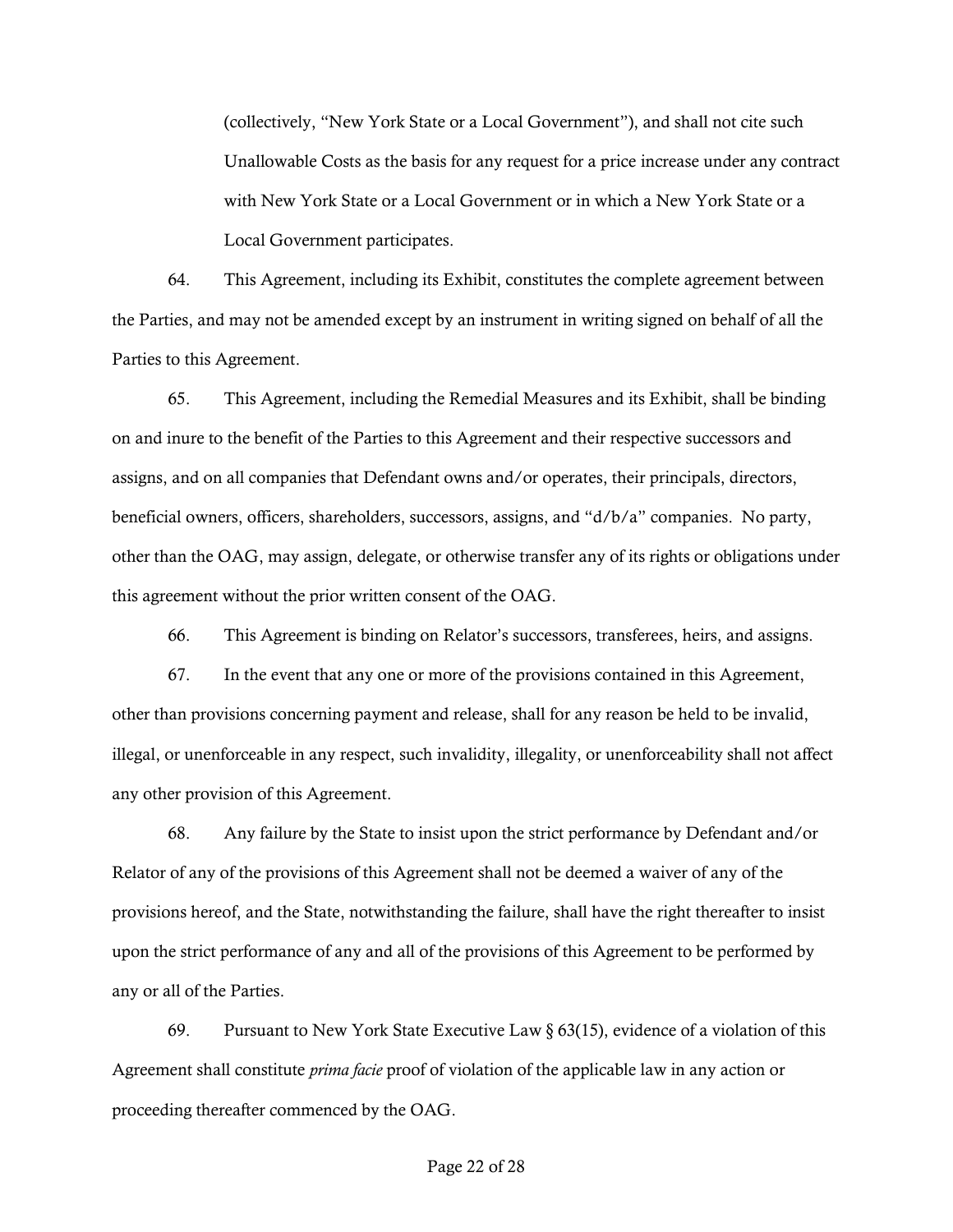(collectively, "New York State or a Local Government"), and shall not cite such Unallowable Costs as the basis for any request for a price increase under any contract with New York State or a Local Government or in which a New York State or a Local Government participates.

64. This Agreement, including its Exhibit, constitutes the complete agreement between the Parties, and may not be amended except by an instrument in writing signed on behalf of all the Parties to this Agreement.

65. This Agreement, including the Remedial Measures and its Exhibit, shall be binding on and inure to the benefit of the Parties to this Agreement and their respective successors and assigns, and on all companies that Defendant owns and/or operates, their principals, directors, beneficial owners, officers, shareholders, successors, assigns, and "d/b/a" companies. No party, other than the OAG, may assign, delegate, or otherwise transfer any of its rights or obligations under this agreement without the prior written consent of the OAG.

66. This Agreement is binding on Relator's successors, transferees, heirs, and assigns.

67. In the event that any one or more of the provisions contained in this Agreement, other than provisions concerning payment and release, shall for any reason be held to be invalid, illegal, or unenforceable in any respect, such invalidity, illegality, or unenforceability shall not affect any other provision of this Agreement.

68. Any failure by the State to insist upon the strict performance by Defendant and/or Relator of any of the provisions of this Agreement shall not be deemed a waiver of any of the provisions hereof, and the State, notwithstanding the failure, shall have the right thereafter to insist upon the strict performance of any and all of the provisions of this Agreement to be performed by any or all of the Parties.

69. Pursuant to New York State Executive Law § 63(15), evidence of a violation of this Agreement shall constitute *prima facie* proof of violation of the applicable law in any action or proceeding thereafter commenced by the OAG.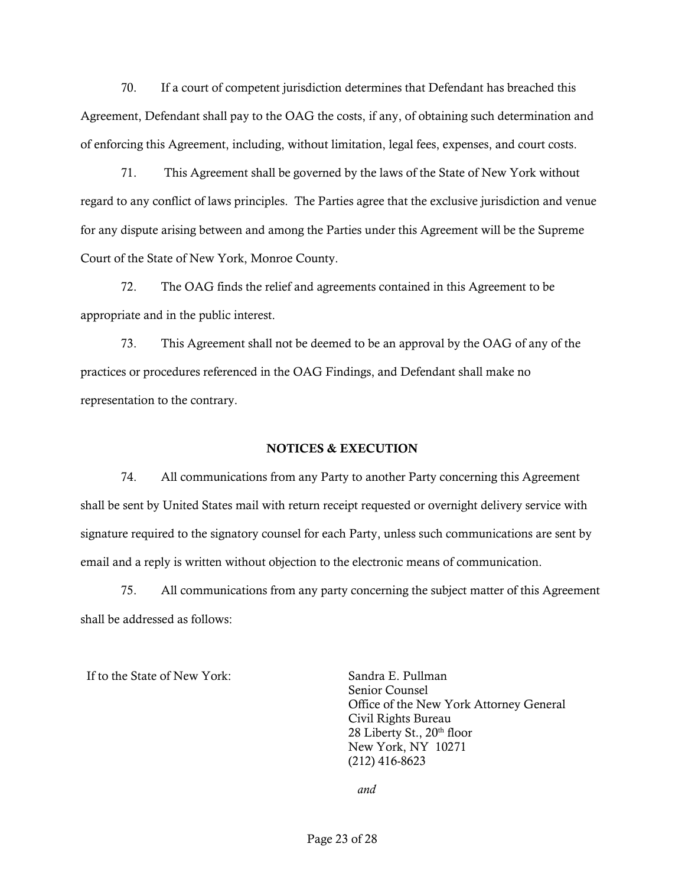70. If a court of competent jurisdiction determines that Defendant has breached this Agreement, Defendant shall pay to the OAG the costs, if any, of obtaining such determination and of enforcing this Agreement, including, without limitation, legal fees, expenses, and court costs.

71. This Agreement shall be governed by the laws of the State of New York without regard to any conflict of laws principles. The Parties agree that the exclusive jurisdiction and venue for any dispute arising between and among the Parties under this Agreement will be the Supreme Court of the State of New York, Monroe County.

72. The OAG finds the relief and agreements contained in this Agreement to be appropriate and in the public interest.

73. This Agreement shall not be deemed to be an approval by the OAG of any of the practices or procedures referenced in the OAG Findings, and Defendant shall make no representation to the contrary.

**NOTICES & EXECUTION**

74. All communications from any Party to another Party concerning this Agreement shall be sent by United States mail with return receipt requested or overnight delivery service with signature required to the signatory counsel for each Party, unless such communications are sent by email and a reply is written without objection to the electronic means of communication.

75. All communications from any party concerning the subject matter of this Agreement shall be addressed as follows:

If to the State of New York:

Sandra E. Pullman
Senior Counsel
Office of the New York Attorney General
Civil Rights Bureau
28 Liberty St., 20th floor
New York, NY 10271
(212) 416-8623

*and*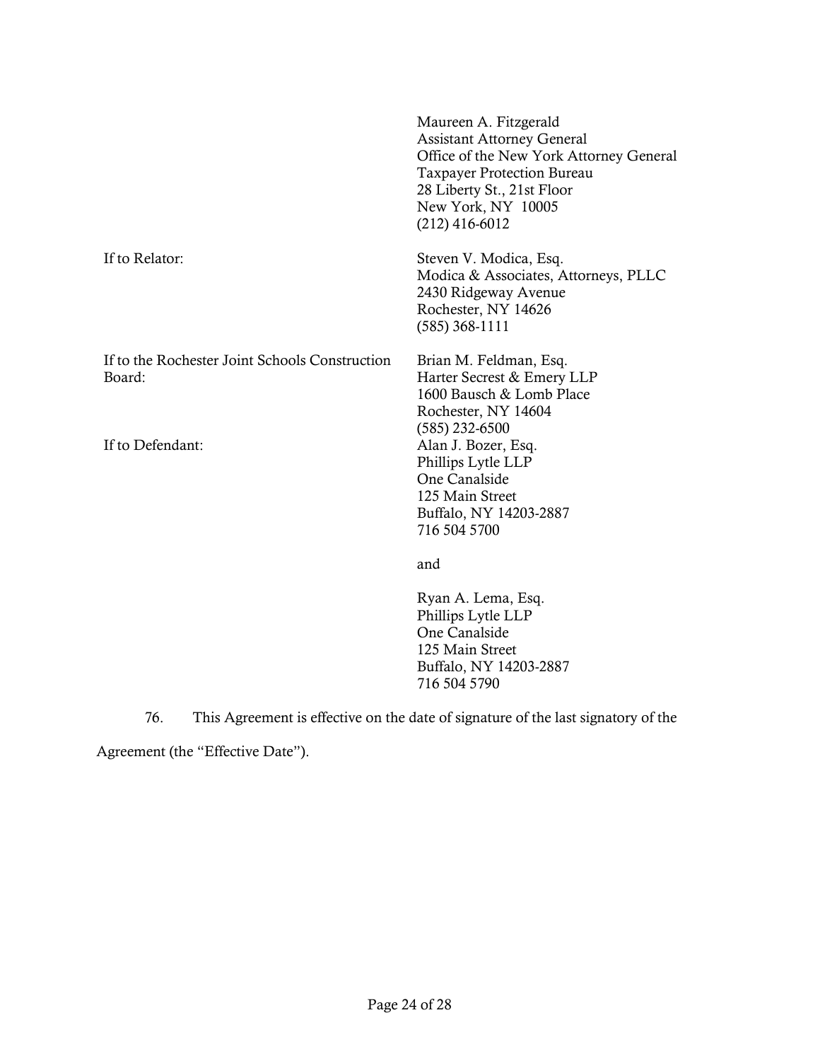Maureen A. Fitzgerald
Assistant Attorney General
Office of the New York Attorney General
Taxpayer Protection Bureau
28 Liberty St., 21st Floor
New York, NY 10005
(212) 416-6012

If to Relator:

Steven V. Modica, Esq.
Modica & Associates, Attorneys, PLLC
2430 Ridgeway Avenue
Rochester, NY 14626
(585) 368-1111

If to the Rochester Joint Schools Construction Board:

Brian M. Feldman, Esq.
Harter Secrest & Emery LLP
1600 Bausch & Lomb Place
Rochester, NY 14604
(585) 232-6500

If to Defendant:

Alan J. Bozer, Esq.
Phillips Lytle LLP
One Canalside
125 Main Street
Buffalo, NY 14203-2887
716 504 5700

and

Ryan A. Lema, Esq.
Phillips Lytle LLP
One Canalside
125 Main Street
Buffalo, NY 14203-2887
716 504 5790

76. This Agreement is effective on the date of signature of the last signatory of the Agreement (the "Effective Date").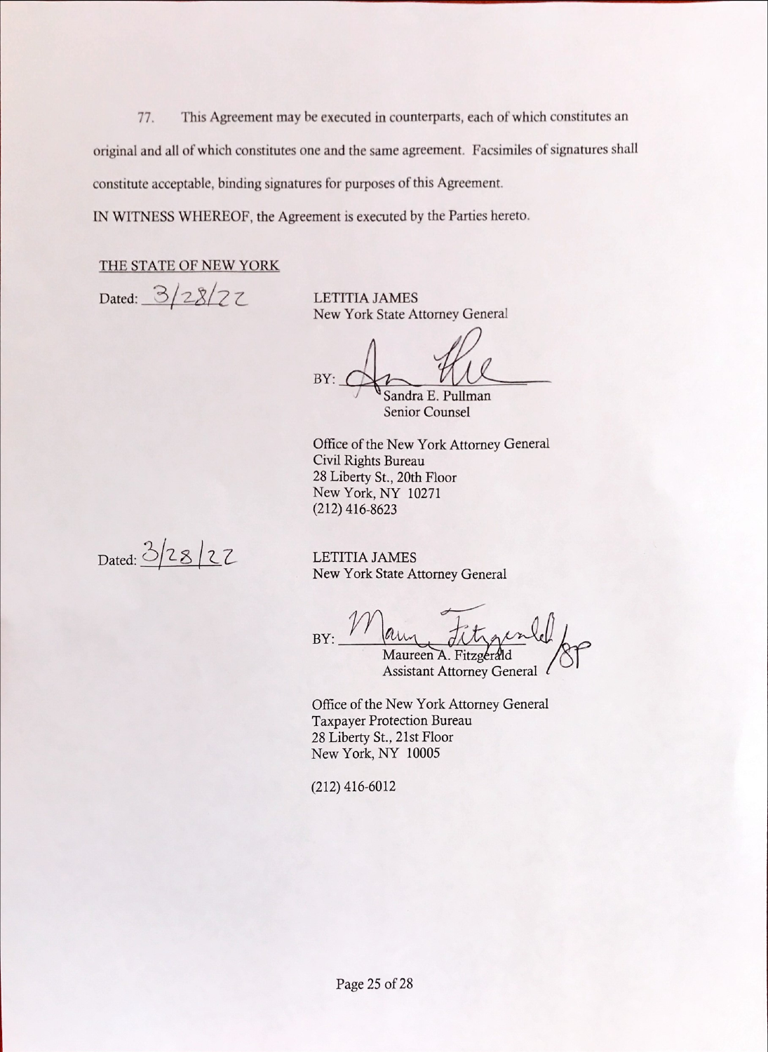77. This Agreement may be executed in counterparts, each of which constitutes an original and all of which constitutes one and the same agreement. Facsimiles of signatures shall constitute acceptable, binding signatures for purposes of this Agreement.

IN WITNESS WHEREOF, the Agreement is executed by the Parties hereto.

THE STATE OF NEW YORK

Dated: 3/28/22

LETITIA JAMES
New York State Attorney General

BY: _______________
Sandra E. Pullman
Senior Counsel

Office of the New York Attorney General
Civil Rights Bureau
28 Liberty St., 20th Floor
New York, NY 10271
(212) 416-8623

Dated: 3/28/22

LETITIA JAMES
New York State Attorney General

BY: _______________ /SP
Maureen A. Fitzgerald
Assistant Attorney General

Office of the New York Attorney General
Taxpayer Protection Bureau
28 Liberty St., 21st Floor
New York, NY 10005

(212) 416-6012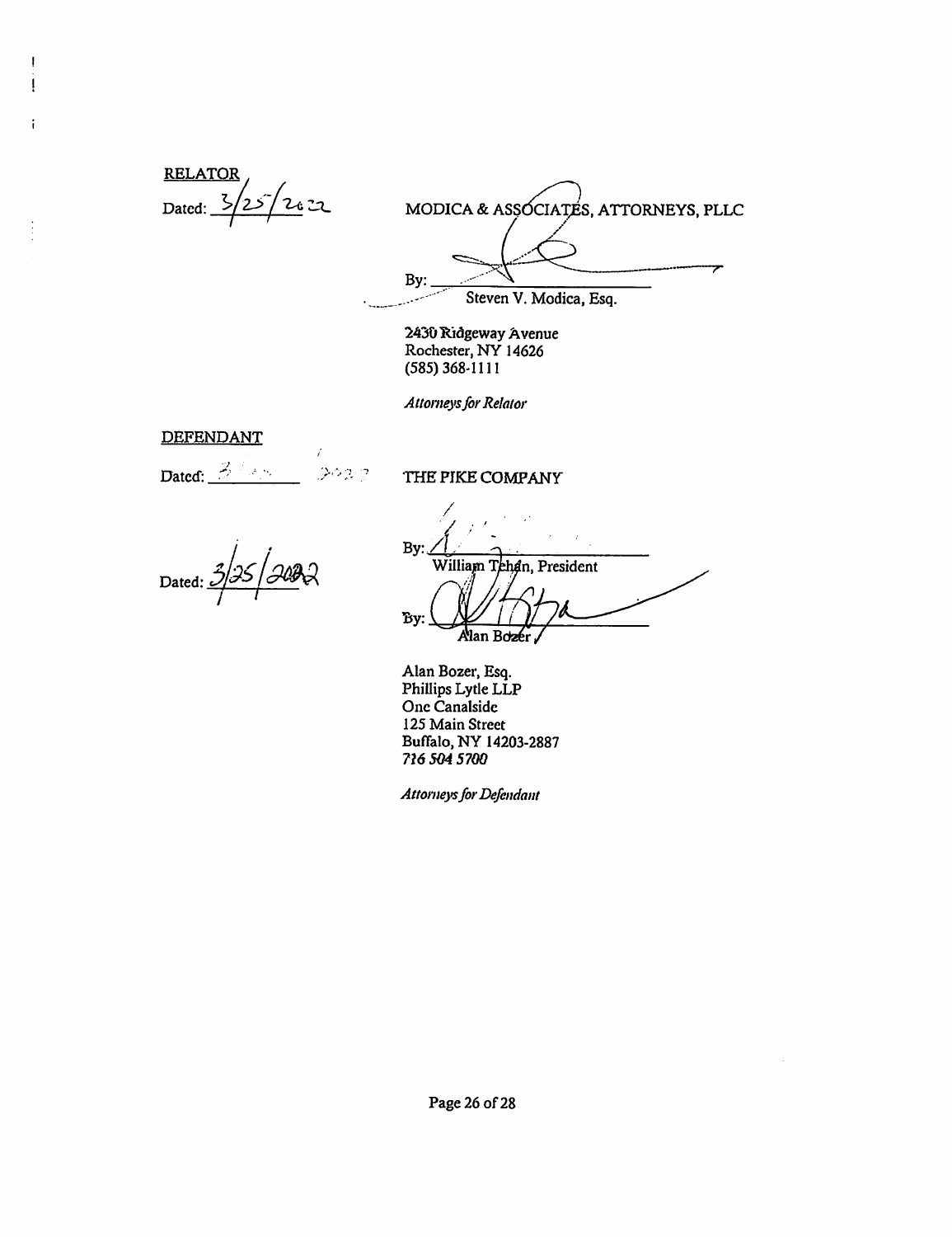**RELATOR**

Dated: 3/25/2022

MODICA & ASSOCIATES, ATTORNEYS, PLLC

By: ______________________
Steven V. Modica, Esq.

2430 Ridgeway Avenue
Rochester, NY 14626
(585) 368-1111

*Attorneys for Relator*

**DEFENDANT**

Dated: 3/25/2022

THE PIKE COMPANY

By: ______________________
William Tehan, President

Dated: 3/25/2022

By: ______________________
Alan Bozer

Alan Bozer, Esq.
Phillips Lytle LLP
One Canalside
125 Main Street
Buffalo, NY 14203-2887
*716 504 5700*

*Attorneys for Defendant*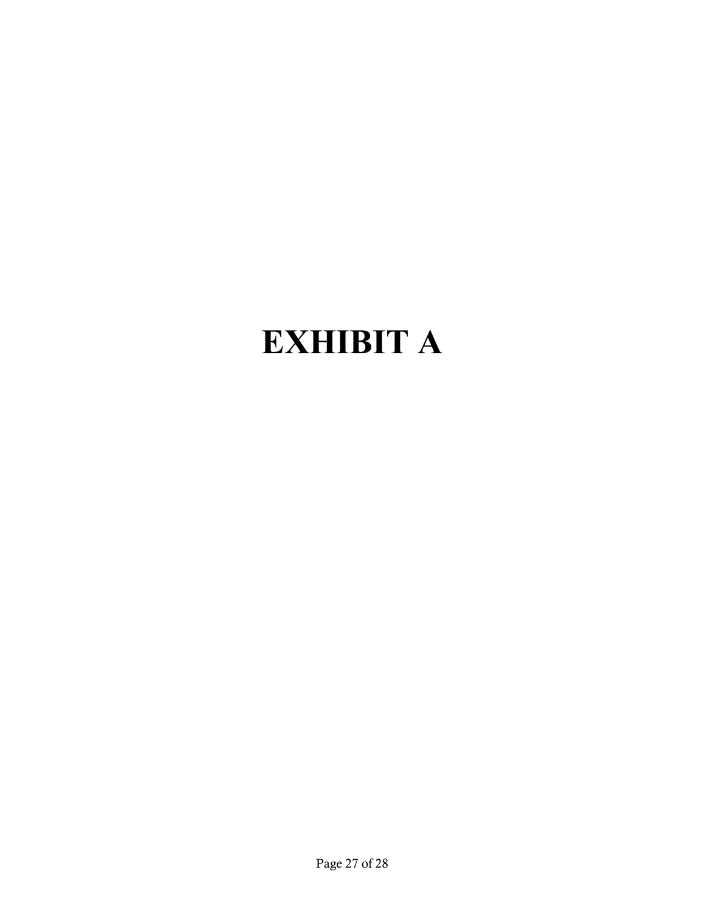# EXHIBIT A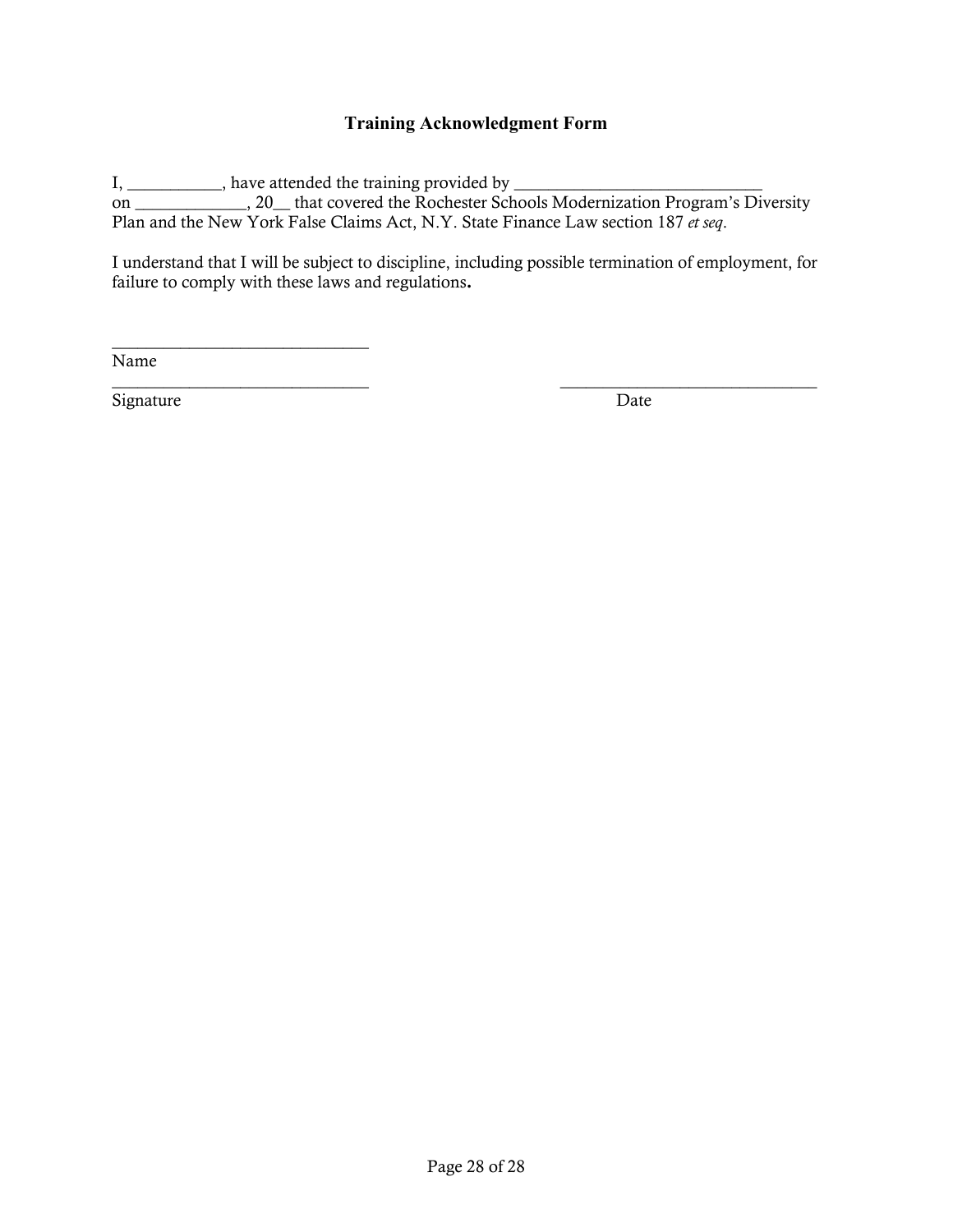### Training Acknowledgment Form

I, ___________, have attended the training provided by _____________________________ on _____________, 20__ that covered the Rochester Schools Modernization Program's Diversity Plan and the New York False Claims Act, N.Y. State Finance Law section 187 *et seq*.

I understand that I will be subject to discipline, including possible termination of employment, for failure to comply with these laws and regulations**.**

_____________________________
Name

_____________________________ _____________________________
Signature Date